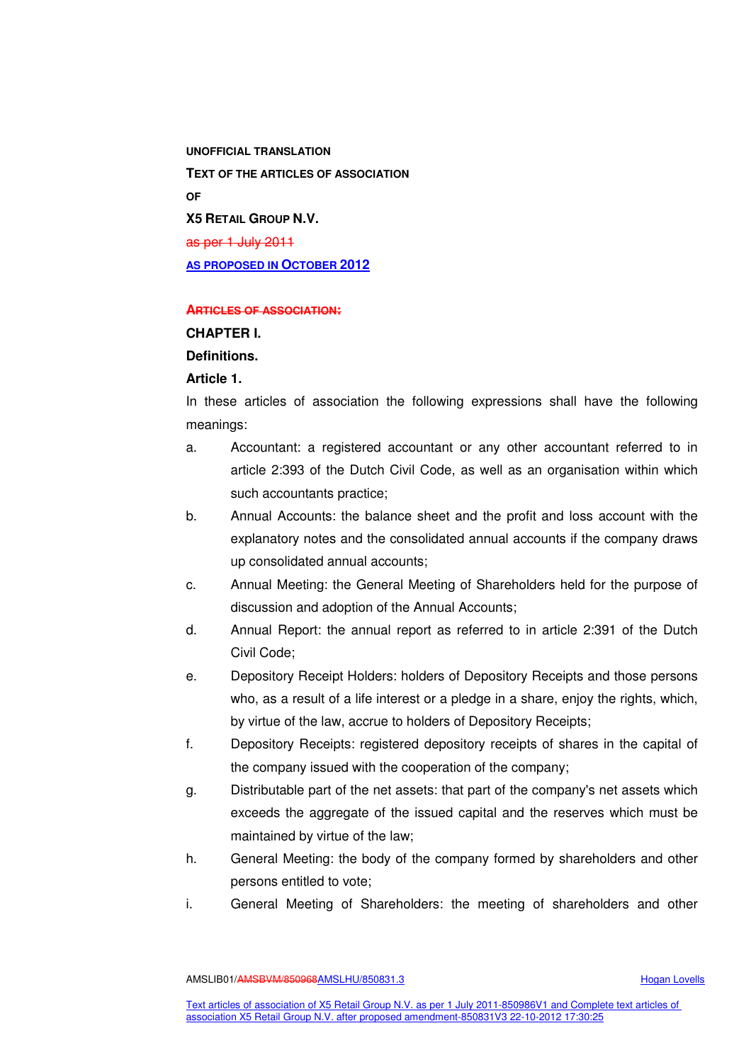**UNOFFICIAL TRANSLATION**

**TEXT OF THE ARTICLES OF ASSOCIATION**

**OF**

**X5 RETAIL GROUP N.V.**

~~as per 1 July 2011~~

**AS PROPOSED IN OCTOBER 2012**

~~**ARTICLES OF ASSOCIATION:**~~

**CHAPTER I.**

**Definitions.**

**Article 1.**

In these articles of association the following expressions shall have the following meanings:

a. Accountant: a registered accountant or any other accountant referred to in article 2:393 of the Dutch Civil Code, as well as an organisation within which such accountants practice;

b. Annual Accounts: the balance sheet and the profit and loss account with the explanatory notes and the consolidated annual accounts if the company draws up consolidated annual accounts;

c. Annual Meeting: the General Meeting of Shareholders held for the purpose of discussion and adoption of the Annual Accounts;

d. Annual Report: the annual report as referred to in article 2:391 of the Dutch Civil Code;

e. Depository Receipt Holders: holders of Depository Receipts and those persons who, as a result of a life interest or a pledge in a share, enjoy the rights, which, by virtue of the law, accrue to holders of Depository Receipts;

f. Depository Receipts: registered depository receipts of shares in the capital of the company issued with the cooperation of the company;

g. Distributable part of the net assets: that part of the company's net assets which exceeds the aggregate of the issued capital and the reserves which must be maintained by virtue of the law;

h. General Meeting: the body of the company formed by shareholders and other persons entitled to vote;

i. General Meeting of Shareholders: the meeting of shareholders and other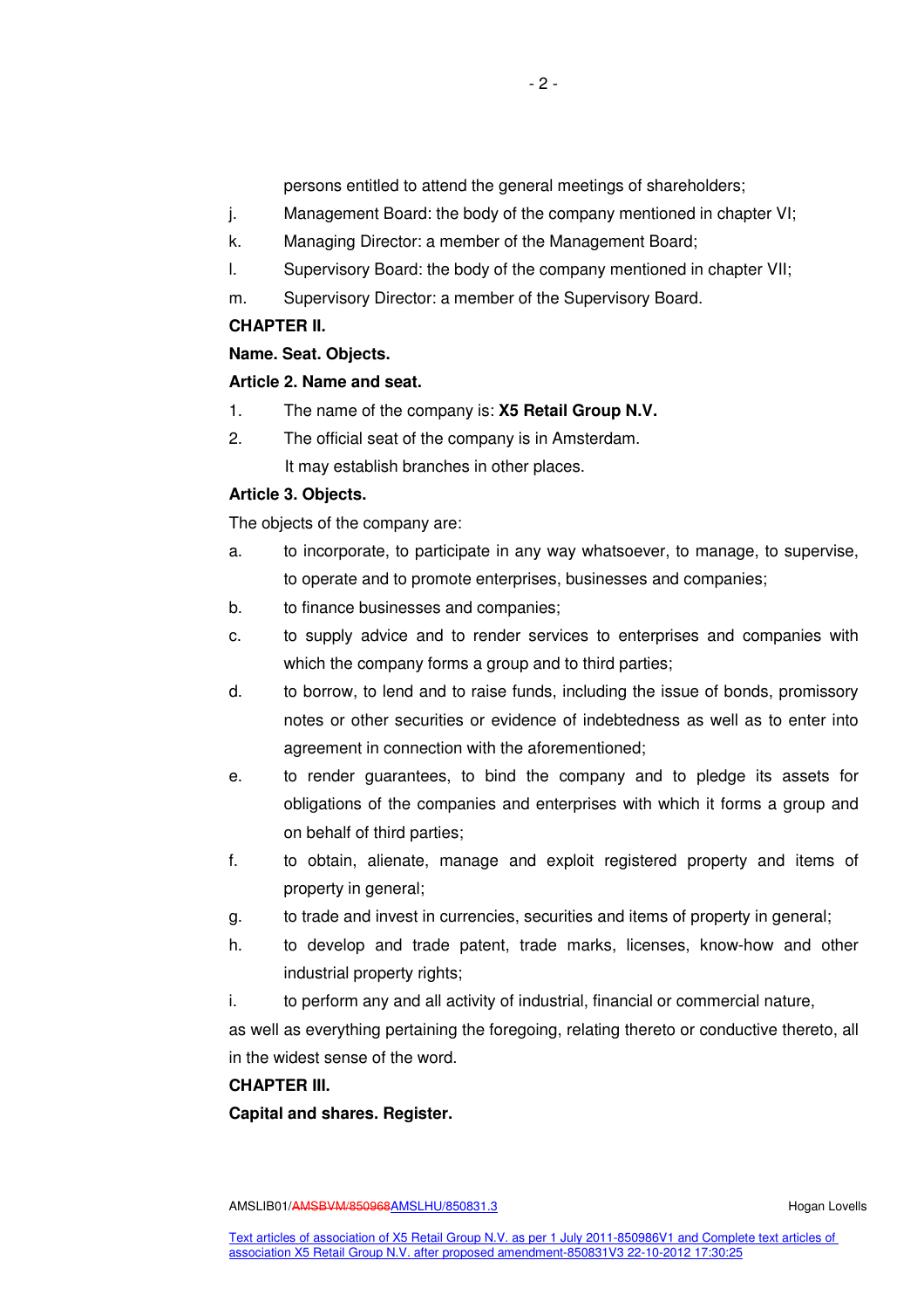persons entitled to attend the general meetings of shareholders;

j. Management Board: the body of the company mentioned in chapter VI;

k. Managing Director: a member of the Management Board;

l. Supervisory Board: the body of the company mentioned in chapter VII;

m. Supervisory Director: a member of the Supervisory Board.

**CHAPTER II.**

**Name. Seat. Objects.**

**Article 2. Name and seat.**

1. The name of the company is: **X5 Retail Group N.V.**
2. The official seat of the company is in Amsterdam.
   It may establish branches in other places.

**Article 3. Objects.**

The objects of the company are:

a. to incorporate, to participate in any way whatsoever, to manage, to supervise, to operate and to promote enterprises, businesses and companies;

b. to finance businesses and companies;

c. to supply advice and to render services to enterprises and companies with which the company forms a group and to third parties;

d. to borrow, to lend and to raise funds, including the issue of bonds, promissory notes or other securities or evidence of indebtedness as well as to enter into agreement in connection with the aforementioned;

e. to render guarantees, to bind the company and to pledge its assets for obligations of the companies and enterprises with which it forms a group and on behalf of third parties;

f. to obtain, alienate, manage and exploit registered property and items of property in general;

g. to trade and invest in currencies, securities and items of property in general;

h. to develop and trade patent, trade marks, licenses, know-how and other industrial property rights;

i. to perform any and all activity of industrial, financial or commercial nature,

as well as everything pertaining the foregoing, relating thereto or conductive thereto, all in the widest sense of the word.

**CHAPTER III.**

**Capital and shares. Register.**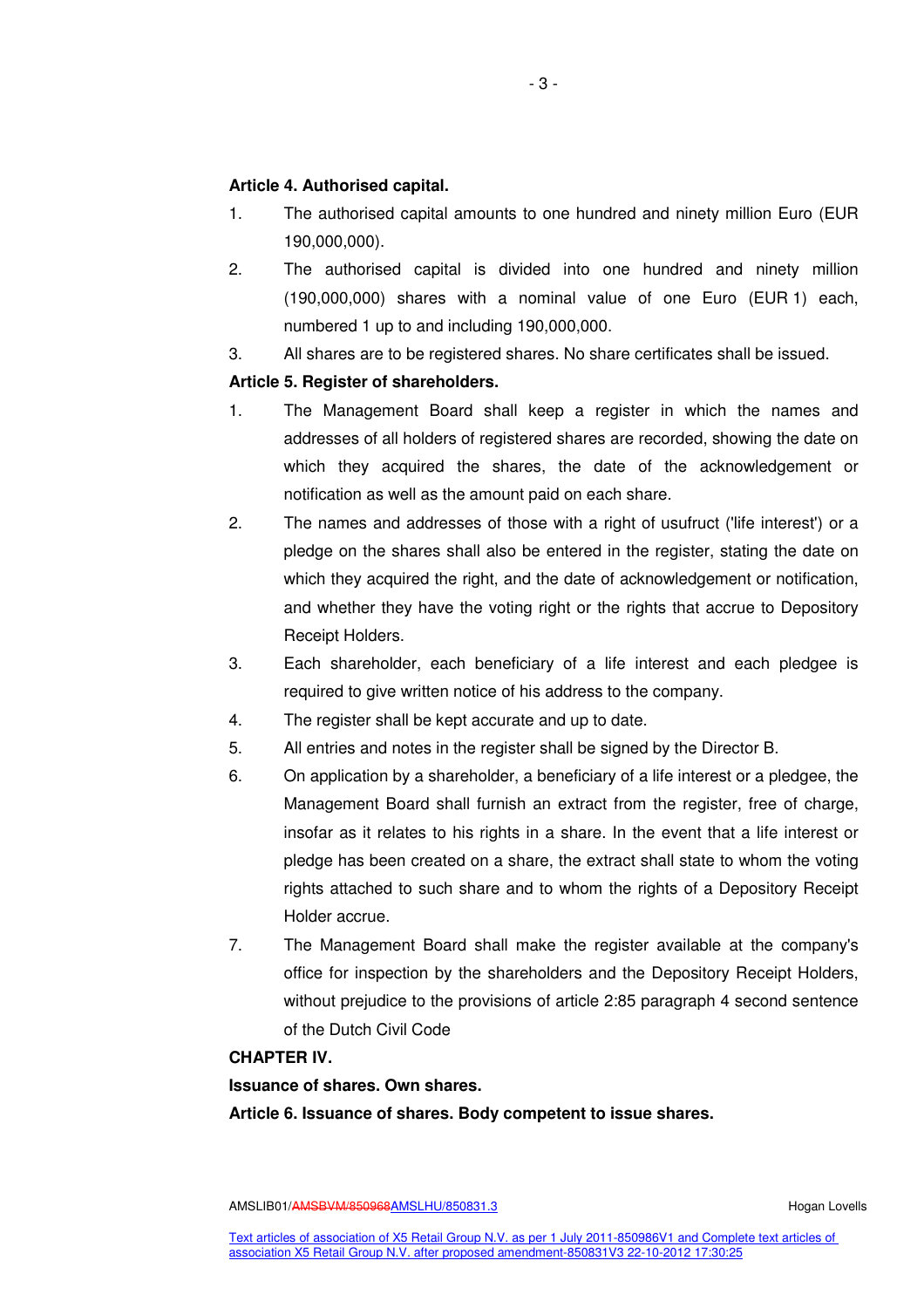**Article 4. Authorised capital.**

1. The authorised capital amounts to one hundred and ninety million Euro (EUR 190,000,000).
2. The authorised capital is divided into one hundred and ninety million (190,000,000) shares with a nominal value of one Euro (EUR 1) each, numbered 1 up to and including 190,000,000.
3. All shares are to be registered shares. No share certificates shall be issued.

**Article 5. Register of shareholders.**

1. The Management Board shall keep a register in which the names and addresses of all holders of registered shares are recorded, showing the date on which they acquired the shares, the date of the acknowledgement or notification as well as the amount paid on each share.
2. The names and addresses of those with a right of usufruct ('life interest') or a pledge on the shares shall also be entered in the register, stating the date on which they acquired the right, and the date of acknowledgement or notification, and whether they have the voting right or the rights that accrue to Depository Receipt Holders.
3. Each shareholder, each beneficiary of a life interest and each pledgee is required to give written notice of his address to the company.
4. The register shall be kept accurate and up to date.
5. All entries and notes in the register shall be signed by the Director B.
6. On application by a shareholder, a beneficiary of a life interest or a pledgee, the Management Board shall furnish an extract from the register, free of charge, insofar as it relates to his rights in a share. In the event that a life interest or pledge has been created on a share, the extract shall state to whom the voting rights attached to such share and to whom the rights of a Depository Receipt Holder accrue.
7. The Management Board shall make the register available at the company's office for inspection by the shareholders and the Depository Receipt Holders, without prejudice to the provisions of article 2:85 paragraph 4 second sentence of the Dutch Civil Code

**CHAPTER IV.**

**Issuance of shares. Own shares.**

**Article 6. Issuance of shares. Body competent to issue shares.**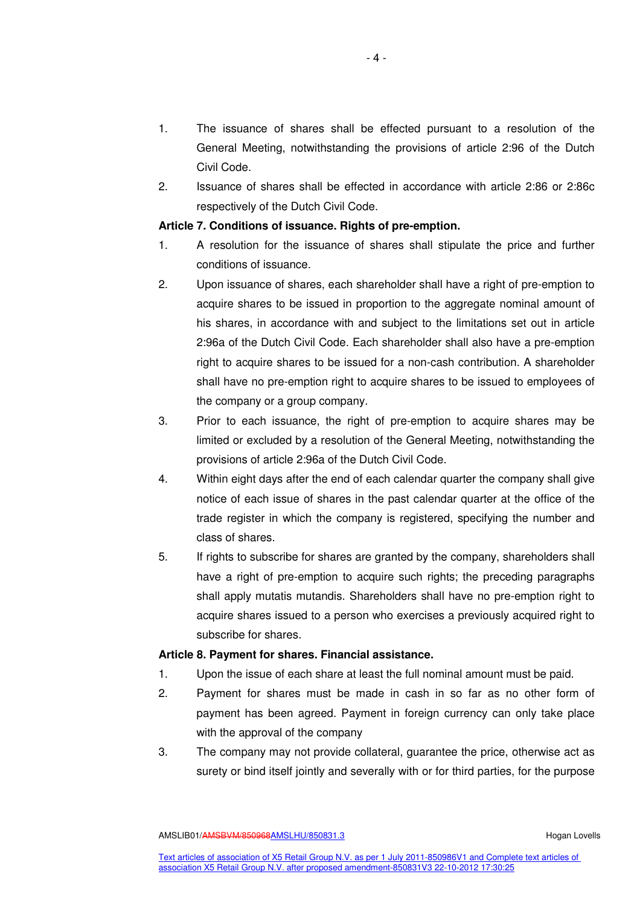1. The issuance of shares shall be effected pursuant to a resolution of the General Meeting, notwithstanding the provisions of article 2:96 of the Dutch Civil Code.
2. Issuance of shares shall be effected in accordance with article 2:86 or 2:86c respectively of the Dutch Civil Code.

**Article 7. Conditions of issuance. Rights of pre-emption.**

1. A resolution for the issuance of shares shall stipulate the price and further conditions of issuance.
2. Upon issuance of shares, each shareholder shall have a right of pre-emption to acquire shares to be issued in proportion to the aggregate nominal amount of his shares, in accordance with and subject to the limitations set out in article 2:96a of the Dutch Civil Code. Each shareholder shall also have a pre-emption right to acquire shares to be issued for a non-cash contribution. A shareholder shall have no pre-emption right to acquire shares to be issued to employees of the company or a group company.
3. Prior to each issuance, the right of pre-emption to acquire shares may be limited or excluded by a resolution of the General Meeting, notwithstanding the provisions of article 2:96a of the Dutch Civil Code.
4. Within eight days after the end of each calendar quarter the company shall give notice of each issue of shares in the past calendar quarter at the office of the trade register in which the company is registered, specifying the number and class of shares.
5. If rights to subscribe for shares are granted by the company, shareholders shall have a right of pre-emption to acquire such rights; the preceding paragraphs shall apply mutatis mutandis. Shareholders shall have no pre-emption right to acquire shares issued to a person who exercises a previously acquired right to subscribe for shares.

**Article 8. Payment for shares. Financial assistance.**

1. Upon the issue of each share at least the full nominal amount must be paid.
2. Payment for shares must be made in cash in so far as no other form of payment has been agreed. Payment in foreign currency can only take place with the approval of the company
3. The company may not provide collateral, guarantee the price, otherwise act as surety or bind itself jointly and severally with or for third parties, for the purpose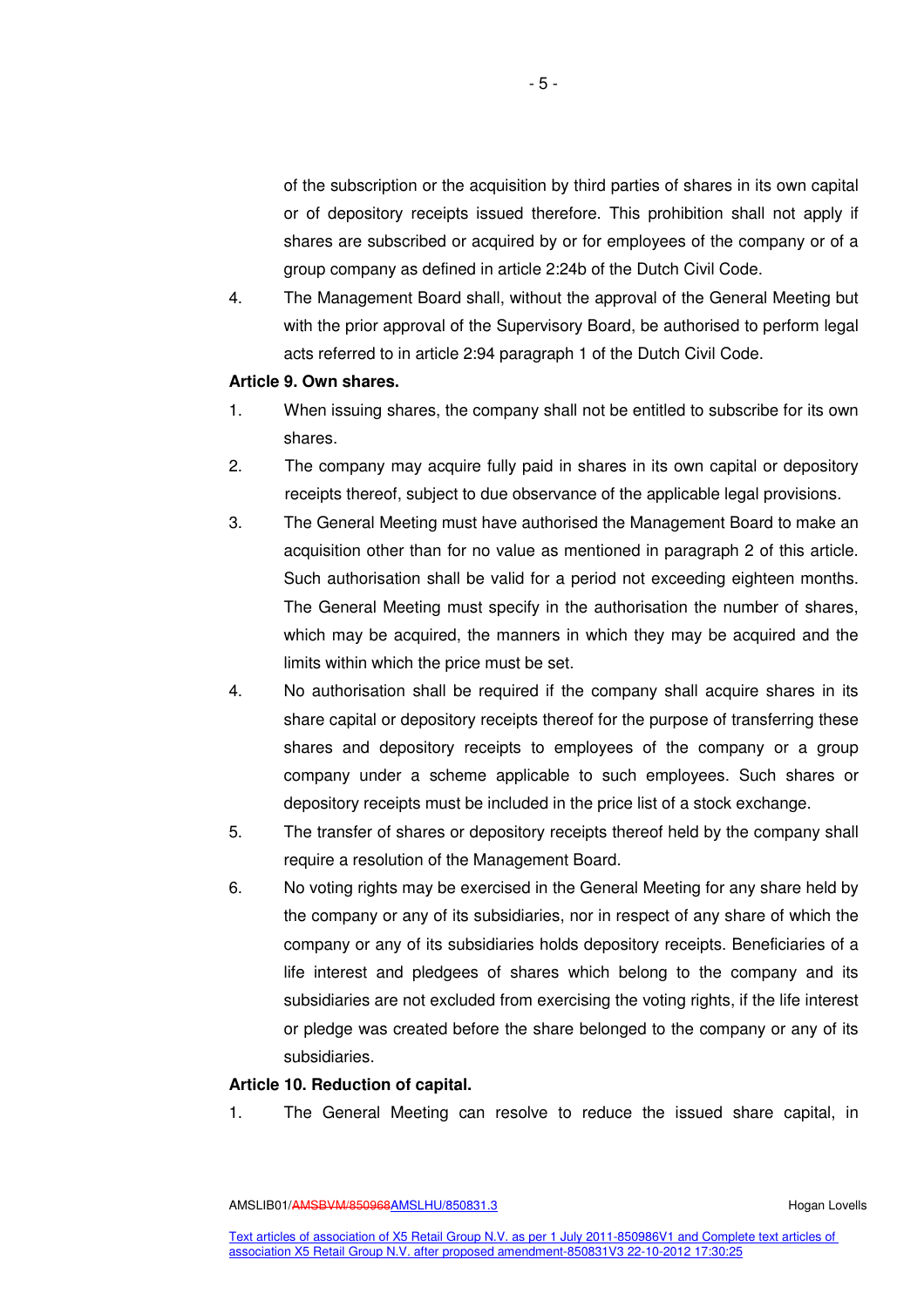of the subscription or the acquisition by third parties of shares in its own capital or of depository receipts issued therefore. This prohibition shall not apply if shares are subscribed or acquired by or for employees of the company or of a group company as defined in article 2:24b of the Dutch Civil Code.

4. The Management Board shall, without the approval of the General Meeting but with the prior approval of the Supervisory Board, be authorised to perform legal acts referred to in article 2:94 paragraph 1 of the Dutch Civil Code.

**Article 9. Own shares.**

1. When issuing shares, the company shall not be entitled to subscribe for its own shares.
2. The company may acquire fully paid in shares in its own capital or depository receipts thereof, subject to due observance of the applicable legal provisions.
3. The General Meeting must have authorised the Management Board to make an acquisition other than for no value as mentioned in paragraph 2 of this article. Such authorisation shall be valid for a period not exceeding eighteen months. The General Meeting must specify in the authorisation the number of shares, which may be acquired, the manners in which they may be acquired and the limits within which the price must be set.
4. No authorisation shall be required if the company shall acquire shares in its share capital or depository receipts thereof for the purpose of transferring these shares and depository receipts to employees of the company or a group company under a scheme applicable to such employees. Such shares or depository receipts must be included in the price list of a stock exchange.
5. The transfer of shares or depository receipts thereof held by the company shall require a resolution of the Management Board.
6. No voting rights may be exercised in the General Meeting for any share held by the company or any of its subsidiaries, nor in respect of any share of which the company or any of its subsidiaries holds depository receipts. Beneficiaries of a life interest and pledgees of shares which belong to the company and its subsidiaries are not excluded from exercising the voting rights, if the life interest or pledge was created before the share belonged to the company or any of its subsidiaries.

**Article 10. Reduction of capital.**

1. The General Meeting can resolve to reduce the issued share capital, in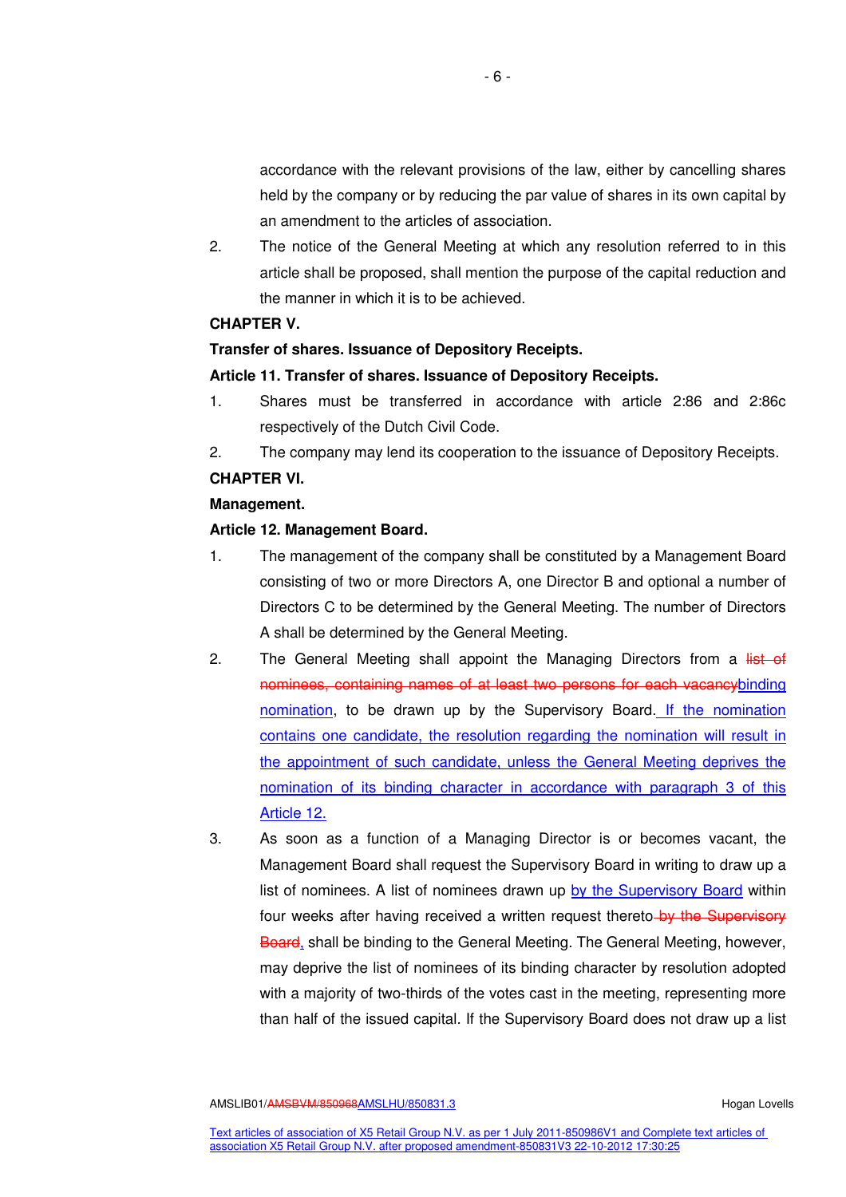accordance with the relevant provisions of the law, either by cancelling shares held by the company or by reducing the par value of shares in its own capital by an amendment to the articles of association.

2. The notice of the General Meeting at which any resolution referred to in this article shall be proposed, shall mention the purpose of the capital reduction and the manner in which it is to be achieved.

**CHAPTER V.**

**Transfer of shares. Issuance of Depository Receipts.**

**Article 11. Transfer of shares. Issuance of Depository Receipts.**

1. Shares must be transferred in accordance with article 2:86 and 2:86c respectively of the Dutch Civil Code.
2. The company may lend its cooperation to the issuance of Depository Receipts.

**CHAPTER VI.**

**Management.**

**Article 12. Management Board.**

1. The management of the company shall be constituted by a Management Board consisting of two or more Directors A, one Director B and optional a number of Directors C to be determined by the General Meeting. The number of Directors A shall be determined by the General Meeting.
2. The General Meeting shall appoint the Managing Directors from a ~~list of nominees, containing names of at least two persons for each vacancy~~binding nomination, to be drawn up by the Supervisory Board. If the nomination contains one candidate, the resolution regarding the nomination will result in the appointment of such candidate, unless the General Meeting deprives the nomination of its binding character in accordance with paragraph 3 of this Article 12.
3. As soon as a function of a Managing Director is or becomes vacant, the Management Board shall request the Supervisory Board in writing to draw up a list of nominees. A list of nominees drawn up by the Supervisory Board within four weeks after having received a written request thereto ~~by the Supervisory Board~~, shall be binding to the General Meeting. The General Meeting, however, may deprive the list of nominees of its binding character by resolution adopted with a majority of two-thirds of the votes cast in the meeting, representing more than half of the issued capital. If the Supervisory Board does not draw up a list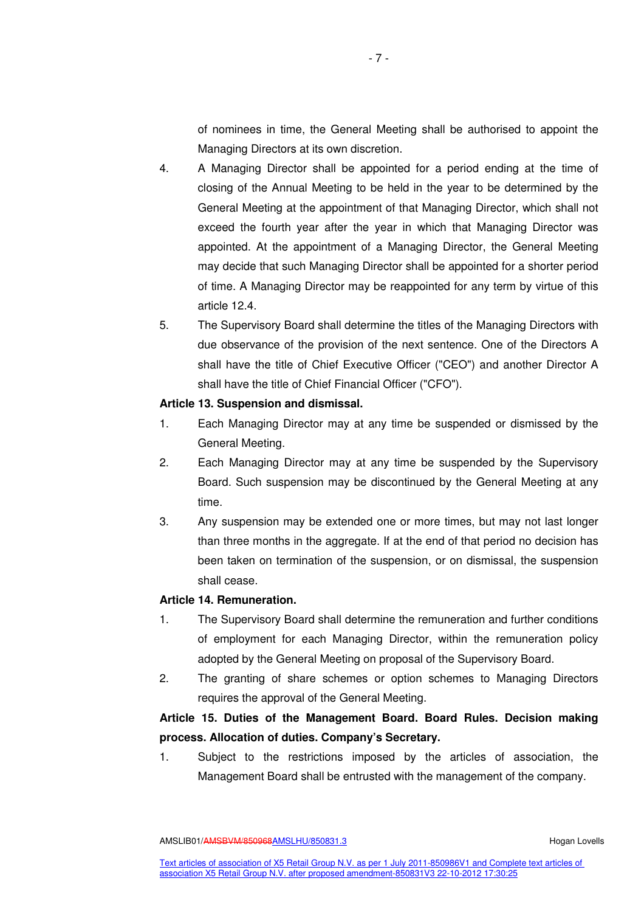of nominees in time, the General Meeting shall be authorised to appoint the Managing Directors at its own discretion.

4. A Managing Director shall be appointed for a period ending at the time of closing of the Annual Meeting to be held in the year to be determined by the General Meeting at the appointment of that Managing Director, which shall not exceed the fourth year after the year in which that Managing Director was appointed. At the appointment of a Managing Director, the General Meeting may decide that such Managing Director shall be appointed for a shorter period of time. A Managing Director may be reappointed for any term by virtue of this article 12.4.
5. The Supervisory Board shall determine the titles of the Managing Directors with due observance of the provision of the next sentence. One of the Directors A shall have the title of Chief Executive Officer ("CEO") and another Director A shall have the title of Chief Financial Officer ("CFO").

**Article 13. Suspension and dismissal.**

1. Each Managing Director may at any time be suspended or dismissed by the General Meeting.
2. Each Managing Director may at any time be suspended by the Supervisory Board. Such suspension may be discontinued by the General Meeting at any time.
3. Any suspension may be extended one or more times, but may not last longer than three months in the aggregate. If at the end of that period no decision has been taken on termination of the suspension, or on dismissal, the suspension shall cease.

**Article 14. Remuneration.**

1. The Supervisory Board shall determine the remuneration and further conditions of employment for each Managing Director, within the remuneration policy adopted by the General Meeting on proposal of the Supervisory Board.
2. The granting of share schemes or option schemes to Managing Directors requires the approval of the General Meeting.

**Article 15. Duties of the Management Board. Board Rules. Decision making process. Allocation of duties. Company's Secretary.**

1. Subject to the restrictions imposed by the articles of association, the Management Board shall be entrusted with the management of the company.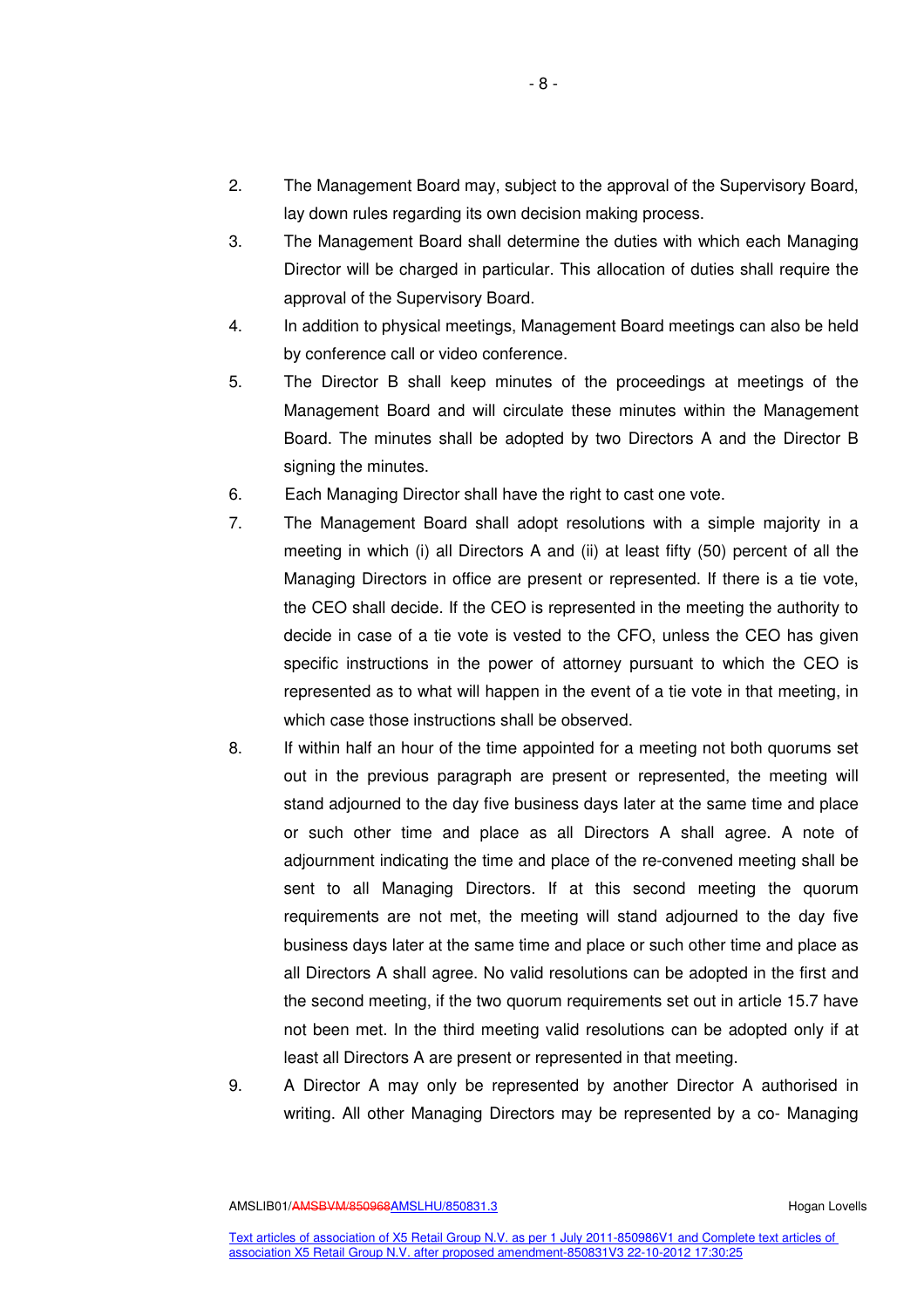2. The Management Board may, subject to the approval of the Supervisory Board, lay down rules regarding its own decision making process.
3. The Management Board shall determine the duties with which each Managing Director will be charged in particular. This allocation of duties shall require the approval of the Supervisory Board.
4. In addition to physical meetings, Management Board meetings can also be held by conference call or video conference.
5. The Director B shall keep minutes of the proceedings at meetings of the Management Board and will circulate these minutes within the Management Board. The minutes shall be adopted by two Directors A and the Director B signing the minutes.
6. Each Managing Director shall have the right to cast one vote.
7. The Management Board shall adopt resolutions with a simple majority in a meeting in which (i) all Directors A and (ii) at least fifty (50) percent of all the Managing Directors in office are present or represented. If there is a tie vote, the CEO shall decide. If the CEO is represented in the meeting the authority to decide in case of a tie vote is vested to the CFO, unless the CEO has given specific instructions in the power of attorney pursuant to which the CEO is represented as to what will happen in the event of a tie vote in that meeting, in which case those instructions shall be observed.
8. If within half an hour of the time appointed for a meeting not both quorums set out in the previous paragraph are present or represented, the meeting will stand adjourned to the day five business days later at the same time and place or such other time and place as all Directors A shall agree. A note of adjournment indicating the time and place of the re-convened meeting shall be sent to all Managing Directors. If at this second meeting the quorum requirements are not met, the meeting will stand adjourned to the day five business days later at the same time and place or such other time and place as all Directors A shall agree. No valid resolutions can be adopted in the first and the second meeting, if the two quorum requirements set out in article 15.7 have not been met. In the third meeting valid resolutions can be adopted only if at least all Directors A are present or represented in that meeting.
9. A Director A may only be represented by another Director A authorised in writing. All other Managing Directors may be represented by a co- Managing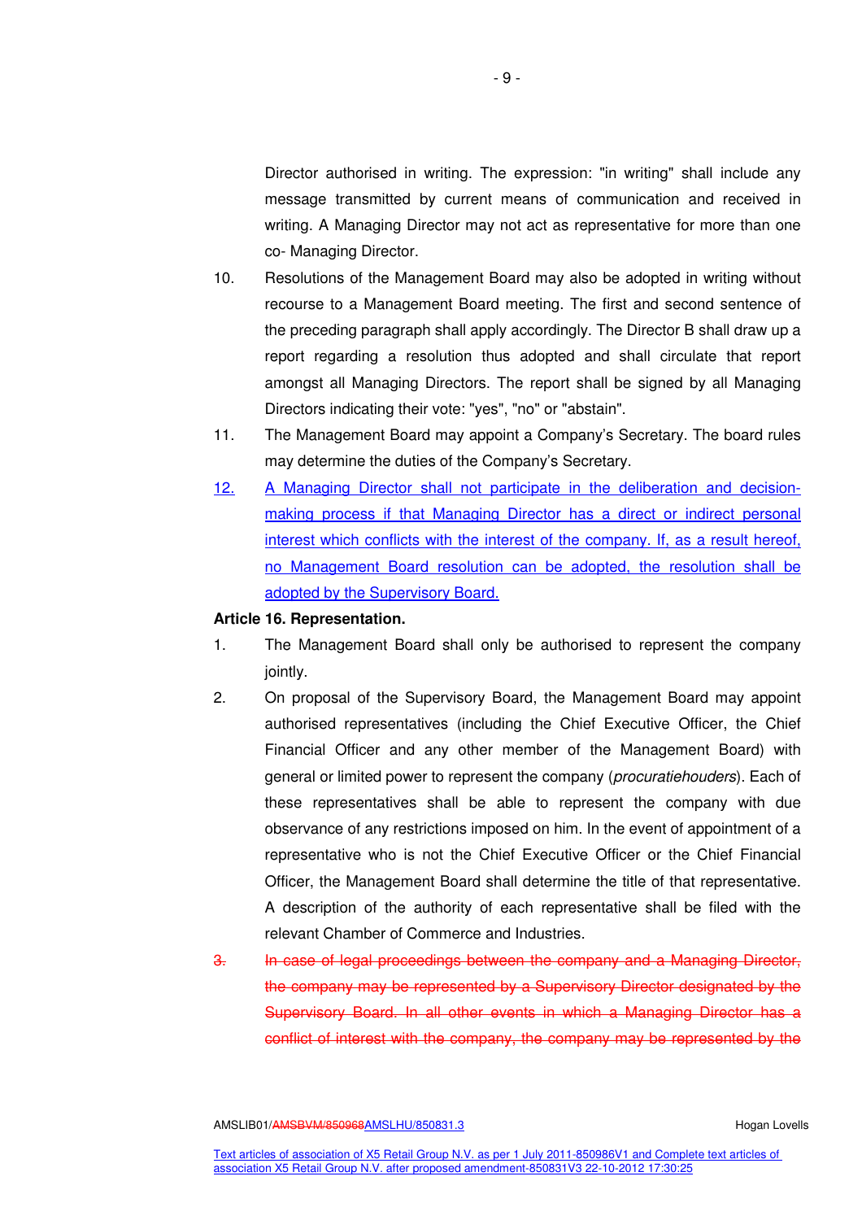Director authorised in writing. The expression: "in writing" shall include any message transmitted by current means of communication and received in writing. A Managing Director may not act as representative for more than one co- Managing Director.

10. Resolutions of the Management Board may also be adopted in writing without recourse to a Management Board meeting. The first and second sentence of the preceding paragraph shall apply accordingly. The Director B shall draw up a report regarding a resolution thus adopted and shall circulate that report amongst all Managing Directors. The report shall be signed by all Managing Directors indicating their vote: "yes", "no" or "abstain".

11. The Management Board may appoint a Company's Secretary. The board rules may determine the duties of the Company's Secretary.

12. A Managing Director shall not participate in the deliberation and decision-making process if that Managing Director has a direct or indirect personal interest which conflicts with the interest of the company. If, as a result hereof, no Management Board resolution can be adopted, the resolution shall be adopted by the Supervisory Board.

**Article 16. Representation.**

1. The Management Board shall only be authorised to represent the company jointly.

2. On proposal of the Supervisory Board, the Management Board may appoint authorised representatives (including the Chief Executive Officer, the Chief Financial Officer and any other member of the Management Board) with general or limited power to represent the company (*procuratiehouders*). Each of these representatives shall be able to represent the company with due observance of any restrictions imposed on him. In the event of appointment of a representative who is not the Chief Executive Officer or the Chief Financial Officer, the Management Board shall determine the title of that representative. A description of the authority of each representative shall be filed with the relevant Chamber of Commerce and Industries.

3. ~~In case of legal proceedings between the company and a Managing Director, the company may be represented by a Supervisory Director designated by the Supervisory Board. In all other events in which a Managing Director has a conflict of interest with the company, the company may be represented by the~~

AMSLIB01/~~AMSBVM/850968~~AMSLHU/850831.3 Hogan Lovells

Text articles of association of X5 Retail Group N.V. as per 1 July 2011-850986V1 and Complete text articles of association X5 Retail Group N.V. after proposed amendment-850831V3 22-10-2012 17:30:25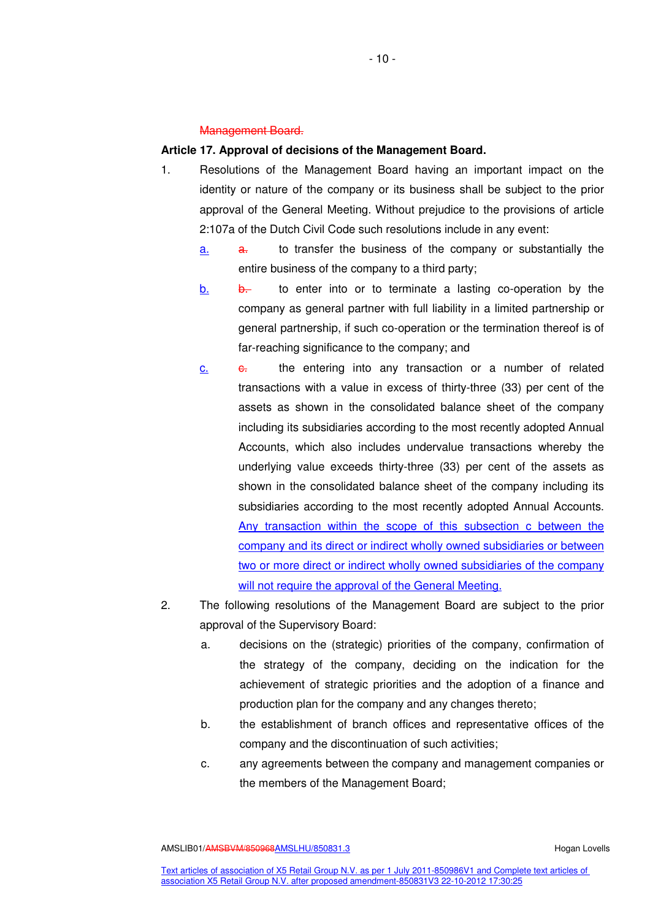~~Management Board.~~

**Article 17. Approval of decisions of the Management Board.**

1. Resolutions of the Management Board having an important impact on the identity or nature of the company or its business shall be subject to the prior approval of the General Meeting. Without prejudice to the provisions of article 2:107a of the Dutch Civil Code such resolutions include in any event:

   a. ~~a.~~ to transfer the business of the company or substantially the entire business of the company to a third party;

   b. ~~b.~~ to enter into or to terminate a lasting co-operation by the company as general partner with full liability in a limited partnership or general partnership, if such co-operation or the termination thereof is of far-reaching significance to the company; and

   c. ~~c.~~ the entering into any transaction or a number of related transactions with a value in excess of thirty-three (33) per cent of the assets as shown in the consolidated balance sheet of the company including its subsidiaries according to the most recently adopted Annual Accounts, which also includes undervalue transactions whereby the underlying value exceeds thirty-three (33) per cent of the assets as shown in the consolidated balance sheet of the company including its subsidiaries according to the most recently adopted Annual Accounts. Any transaction within the scope of this subsection c between the company and its direct or indirect wholly owned subsidiaries or between two or more direct or indirect wholly owned subsidiaries of the company will not require the approval of the General Meeting.

2. The following resolutions of the Management Board are subject to the prior approval of the Supervisory Board:

   a. decisions on the (strategic) priorities of the company, confirmation of the strategy of the company, deciding on the indication for the achievement of strategic priorities and the adoption of a finance and production plan for the company and any changes thereto;

   b. the establishment of branch offices and representative offices of the company and the discontinuation of such activities;

   c. any agreements between the company and management companies or the members of the Management Board;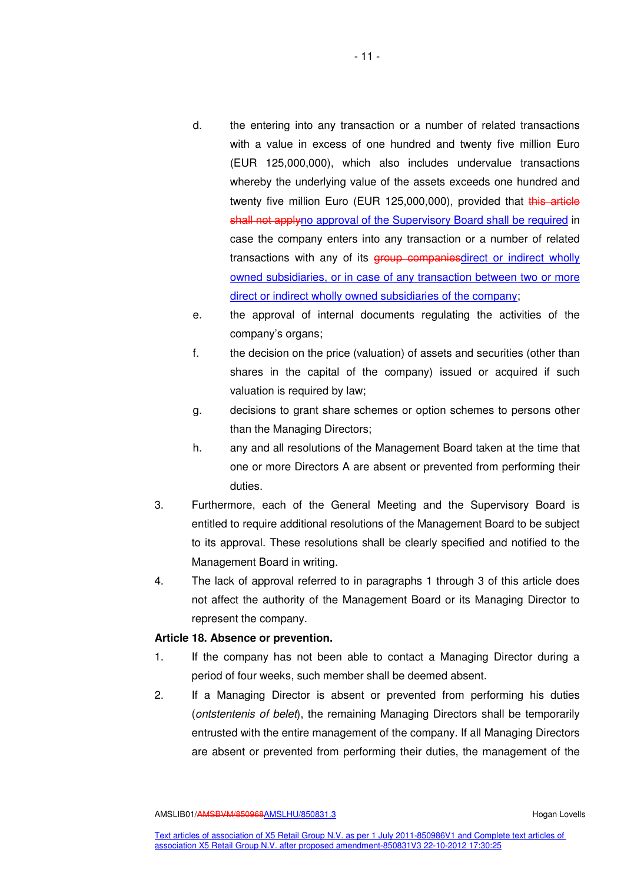d. the entering into any transaction or a number of related transactions with a value in excess of one hundred and twenty five million Euro (EUR 125,000,000), which also includes undervalue transactions whereby the underlying value of the assets exceeds one hundred and twenty five million Euro (EUR 125,000,000), provided that ~~this article shall not apply~~no approval of the Supervisory Board shall be required in case the company enters into any transaction or a number of related transactions with any of its ~~group companies~~direct or indirect wholly owned subsidiaries, or in case of any transaction between two or more direct or indirect wholly owned subsidiaries of the company;

e. the approval of internal documents regulating the activities of the company's organs;

f. the decision on the price (valuation) of assets and securities (other than shares in the capital of the company) issued or acquired if such valuation is required by law;

g. decisions to grant share schemes or option schemes to persons other than the Managing Directors;

h. any and all resolutions of the Management Board taken at the time that one or more Directors A are absent or prevented from performing their duties.

3. Furthermore, each of the General Meeting and the Supervisory Board is entitled to require additional resolutions of the Management Board to be subject to its approval. These resolutions shall be clearly specified and notified to the Management Board in writing.

4. The lack of approval referred to in paragraphs 1 through 3 of this article does not affect the authority of the Management Board or its Managing Director to represent the company.

**Article 18. Absence or prevention.**

1. If the company has not been able to contact a Managing Director during a period of four weeks, such member shall be deemed absent.

2. If a Managing Director is absent or prevented from performing his duties (*ontstentenis of belet*), the remaining Managing Directors shall be temporarily entrusted with the entire management of the company. If all Managing Directors are absent or prevented from performing their duties, the management of the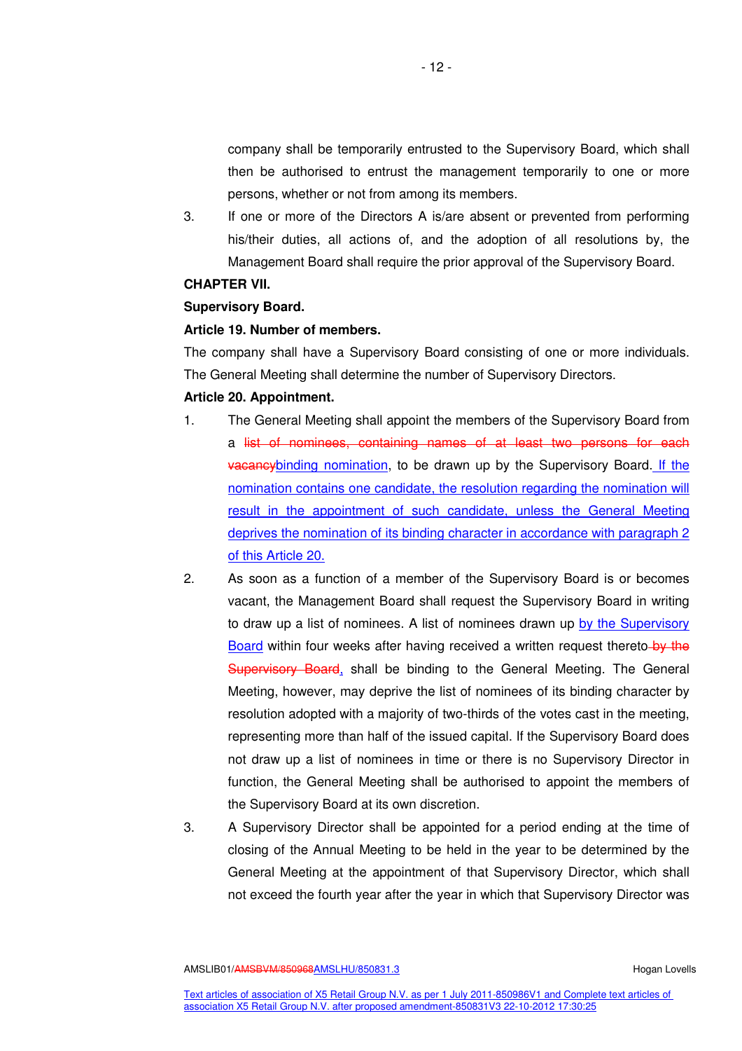company shall be temporarily entrusted to the Supervisory Board, which shall then be authorised to entrust the management temporarily to one or more persons, whether or not from among its members.

3. If one or more of the Directors A is/are absent or prevented from performing his/their duties, all actions of, and the adoption of all resolutions by, the Management Board shall require the prior approval of the Supervisory Board.

**CHAPTER VII.**

**Supervisory Board.**

**Article 19. Number of members.**

The company shall have a Supervisory Board consisting of one or more individuals. The General Meeting shall determine the number of Supervisory Directors.

**Article 20. Appointment.**

1. The General Meeting shall appoint the members of the Supervisory Board from a ~~list of nominees, containing names of at least two persons for each vacancy~~binding nomination, to be drawn up by the Supervisory Board. If the nomination contains one candidate, the resolution regarding the nomination will result in the appointment of such candidate, unless the General Meeting deprives the nomination of its binding character in accordance with paragraph 2 of this Article 20.

2. As soon as a function of a member of the Supervisory Board is or becomes vacant, the Management Board shall request the Supervisory Board in writing to draw up a list of nominees. A list of nominees drawn up by the Supervisory Board within four weeks after having received a written request thereto~~ by the Supervisory Board~~, shall be binding to the General Meeting. The General Meeting, however, may deprive the list of nominees of its binding character by resolution adopted with a majority of two-thirds of the votes cast in the meeting, representing more than half of the issued capital. If the Supervisory Board does not draw up a list of nominees in time or there is no Supervisory Director in function, the General Meeting shall be authorised to appoint the members of the Supervisory Board at its own discretion.

3. A Supervisory Director shall be appointed for a period ending at the time of closing of the Annual Meeting to be held in the year to be determined by the General Meeting at the appointment of that Supervisory Director, which shall not exceed the fourth year after the year in which that Supervisory Director was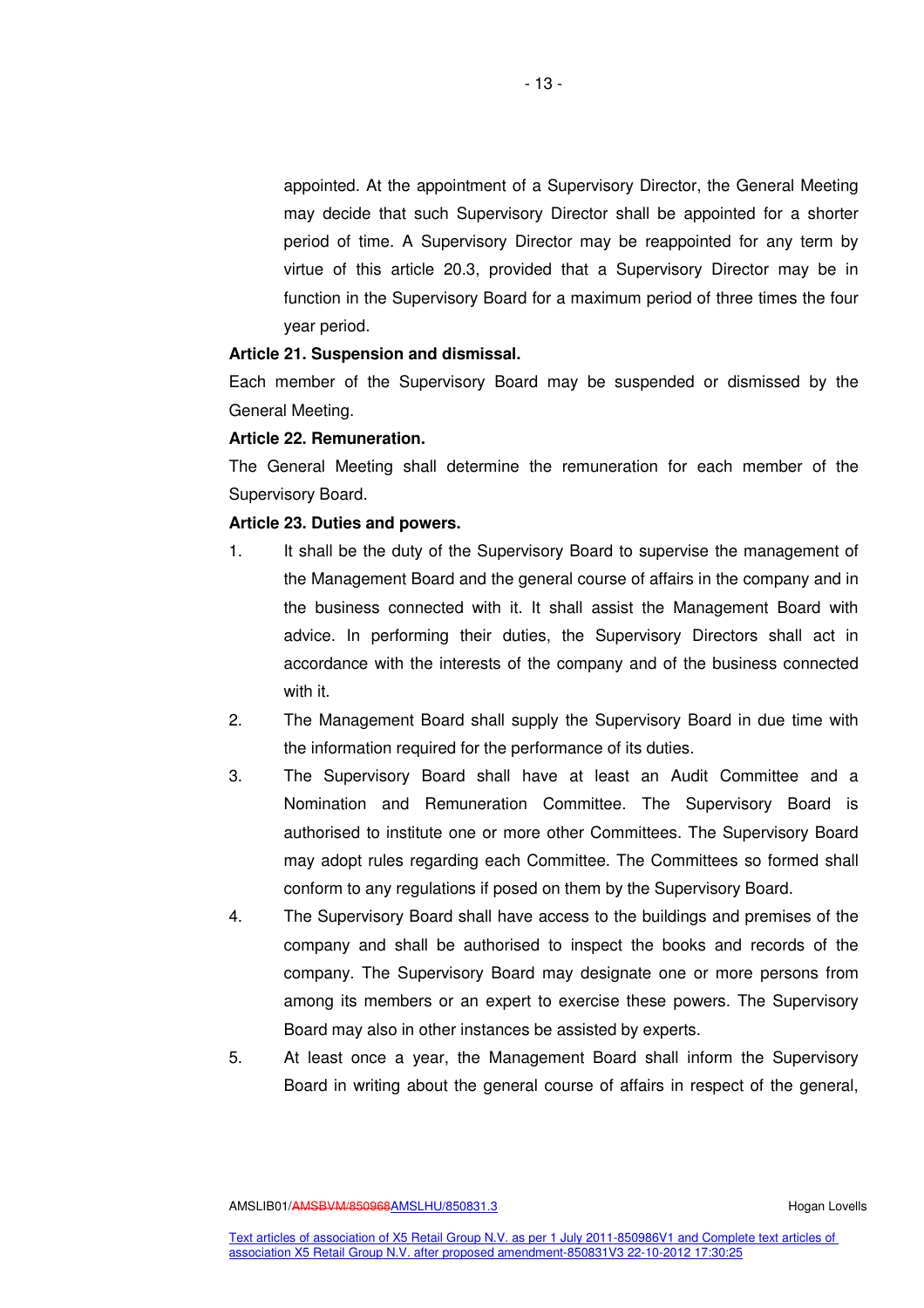appointed. At the appointment of a Supervisory Director, the General Meeting may decide that such Supervisory Director shall be appointed for a shorter period of time. A Supervisory Director may be reappointed for any term by virtue of this article 20.3, provided that a Supervisory Director may be in function in the Supervisory Board for a maximum period of three times the four year period.

**Article 21. Suspension and dismissal.**

Each member of the Supervisory Board may be suspended or dismissed by the General Meeting.

**Article 22. Remuneration.**

The General Meeting shall determine the remuneration for each member of the Supervisory Board.

**Article 23. Duties and powers.**

1. It shall be the duty of the Supervisory Board to supervise the management of the Management Board and the general course of affairs in the company and in the business connected with it. It shall assist the Management Board with advice. In performing their duties, the Supervisory Directors shall act in accordance with the interests of the company and of the business connected with it.
2. The Management Board shall supply the Supervisory Board in due time with the information required for the performance of its duties.
3. The Supervisory Board shall have at least an Audit Committee and a Nomination and Remuneration Committee. The Supervisory Board is authorised to institute one or more other Committees. The Supervisory Board may adopt rules regarding each Committee. The Committees so formed shall conform to any regulations if posed on them by the Supervisory Board.
4. The Supervisory Board shall have access to the buildings and premises of the company and shall be authorised to inspect the books and records of the company. The Supervisory Board may designate one or more persons from among its members or an expert to exercise these powers. The Supervisory Board may also in other instances be assisted by experts.
5. At least once a year, the Management Board shall inform the Supervisory Board in writing about the general course of affairs in respect of the general,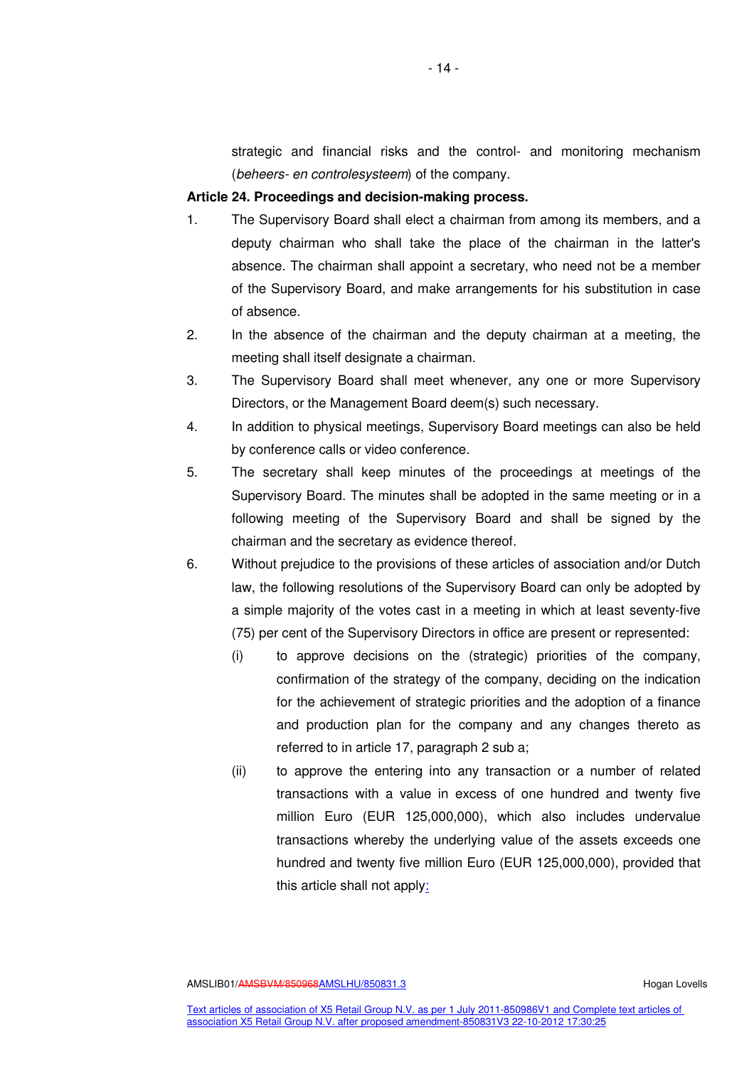strategic and financial risks and the control- and monitoring mechanism (*beheers- en controlesysteem*) of the company.

**Article 24. Proceedings and decision-making process.**

1. The Supervisory Board shall elect a chairman from among its members, and a deputy chairman who shall take the place of the chairman in the latter's absence. The chairman shall appoint a secretary, who need not be a member of the Supervisory Board, and make arrangements for his substitution in case of absence.
2. In the absence of the chairman and the deputy chairman at a meeting, the meeting shall itself designate a chairman.
3. The Supervisory Board shall meet whenever, any one or more Supervisory Directors, or the Management Board deem(s) such necessary.
4. In addition to physical meetings, Supervisory Board meetings can also be held by conference calls or video conference.
5. The secretary shall keep minutes of the proceedings at meetings of the Supervisory Board. The minutes shall be adopted in the same meeting or in a following meeting of the Supervisory Board and shall be signed by the chairman and the secretary as evidence thereof.
6. Without prejudice to the provisions of these articles of association and/or Dutch law, the following resolutions of the Supervisory Board can only be adopted by a simple majority of the votes cast in a meeting in which at least seventy-five (75) per cent of the Supervisory Directors in office are present or represented:
   (i) to approve decisions on the (strategic) priorities of the company, confirmation of the strategy of the company, deciding on the indication for the achievement of strategic priorities and the adoption of a finance and production plan for the company and any changes thereto as referred to in article 17, paragraph 2 sub a;
   (ii) to approve the entering into any transaction or a number of related transactions with a value in excess of one hundred and twenty five million Euro (EUR 125,000,000), which also includes undervalue transactions whereby the underlying value of the assets exceeds one hundred and twenty five million Euro (EUR 125,000,000), provided that this article shall not apply: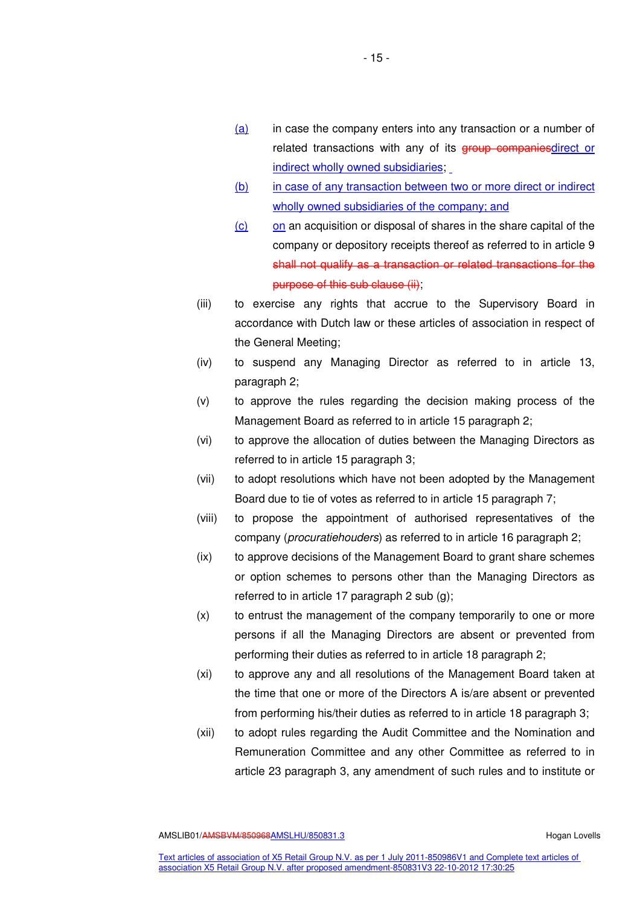(a) in case the company enters into any transaction or a number of related transactions with any of its ~~group companies~~direct or indirect wholly owned subsidiaries;

(b) in case of any transaction between two or more direct or indirect wholly owned subsidiaries of the company; and

(c) on an acquisition or disposal of shares in the share capital of the company or depository receipts thereof as referred to in article 9 ~~shall not qualify as a transaction or related transactions for the purpose of this sub clause (ii)~~;

(iii) to exercise any rights that accrue to the Supervisory Board in accordance with Dutch law or these articles of association in respect of the General Meeting;

(iv) to suspend any Managing Director as referred to in article 13, paragraph 2;

(v) to approve the rules regarding the decision making process of the Management Board as referred to in article 15 paragraph 2;

(vi) to approve the allocation of duties between the Managing Directors as referred to in article 15 paragraph 3;

(vii) to adopt resolutions which have not been adopted by the Management Board due to tie of votes as referred to in article 15 paragraph 7;

(viii) to propose the appointment of authorised representatives of the company (*procuratiehouders*) as referred to in article 16 paragraph 2;

(ix) to approve decisions of the Management Board to grant share schemes or option schemes to persons other than the Managing Directors as referred to in article 17 paragraph 2 sub (g);

(x) to entrust the management of the company temporarily to one or more persons if all the Managing Directors are absent or prevented from performing their duties as referred to in article 18 paragraph 2;

(xi) to approve any and all resolutions of the Management Board taken at the time that one or more of the Directors A is/are absent or prevented from performing his/their duties as referred to in article 18 paragraph 3;

(xii) to adopt rules regarding the Audit Committee and the Nomination and Remuneration Committee and any other Committee as referred to in article 23 paragraph 3, any amendment of such rules and to institute or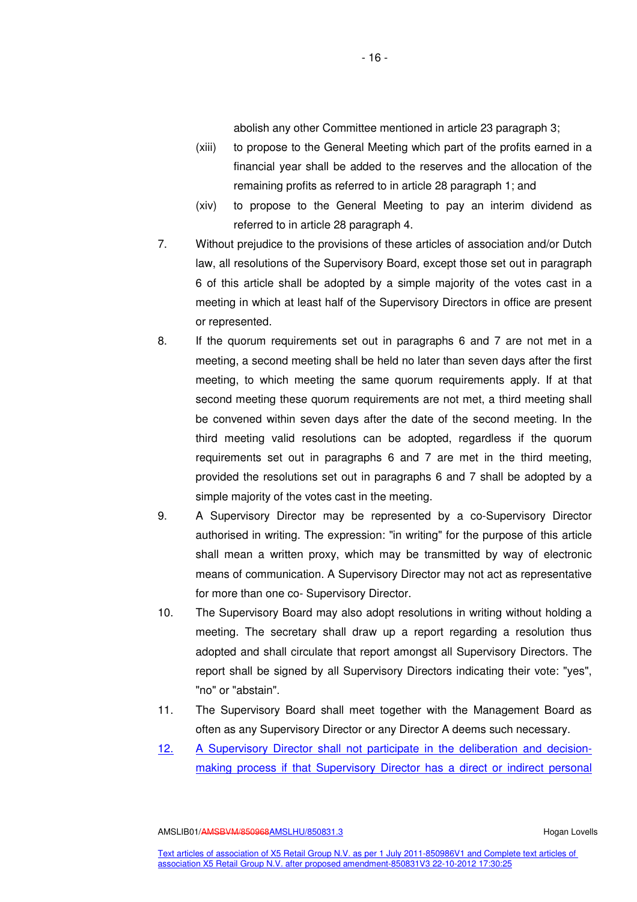abolish any other Committee mentioned in article 23 paragraph 3;

(xiii) to propose to the General Meeting which part of the profits earned in a financial year shall be added to the reserves and the allocation of the remaining profits as referred to in article 28 paragraph 1; and

(xiv) to propose to the General Meeting to pay an interim dividend as referred to in article 28 paragraph 4.

7. Without prejudice to the provisions of these articles of association and/or Dutch law, all resolutions of the Supervisory Board, except those set out in paragraph 6 of this article shall be adopted by a simple majority of the votes cast in a meeting in which at least half of the Supervisory Directors in office are present or represented.

8. If the quorum requirements set out in paragraphs 6 and 7 are not met in a meeting, a second meeting shall be held no later than seven days after the first meeting, to which meeting the same quorum requirements apply. If at that second meeting these quorum requirements are not met, a third meeting shall be convened within seven days after the date of the second meeting. In the third meeting valid resolutions can be adopted, regardless if the quorum requirements set out in paragraphs 6 and 7 are met in the third meeting, provided the resolutions set out in paragraphs 6 and 7 shall be adopted by a simple majority of the votes cast in the meeting.

9. A Supervisory Director may be represented by a co-Supervisory Director authorised in writing. The expression: "in writing" for the purpose of this article shall mean a written proxy, which may be transmitted by way of electronic means of communication. A Supervisory Director may not act as representative for more than one co- Supervisory Director.

10. The Supervisory Board may also adopt resolutions in writing without holding a meeting. The secretary shall draw up a report regarding a resolution thus adopted and shall circulate that report amongst all Supervisory Directors. The report shall be signed by all Supervisory Directors indicating their vote: "yes", "no" or "abstain".

11. The Supervisory Board shall meet together with the Management Board as often as any Supervisory Director or any Director A deems such necessary.

12. A Supervisory Director shall not participate in the deliberation and decision-making process if that Supervisory Director has a direct or indirect personal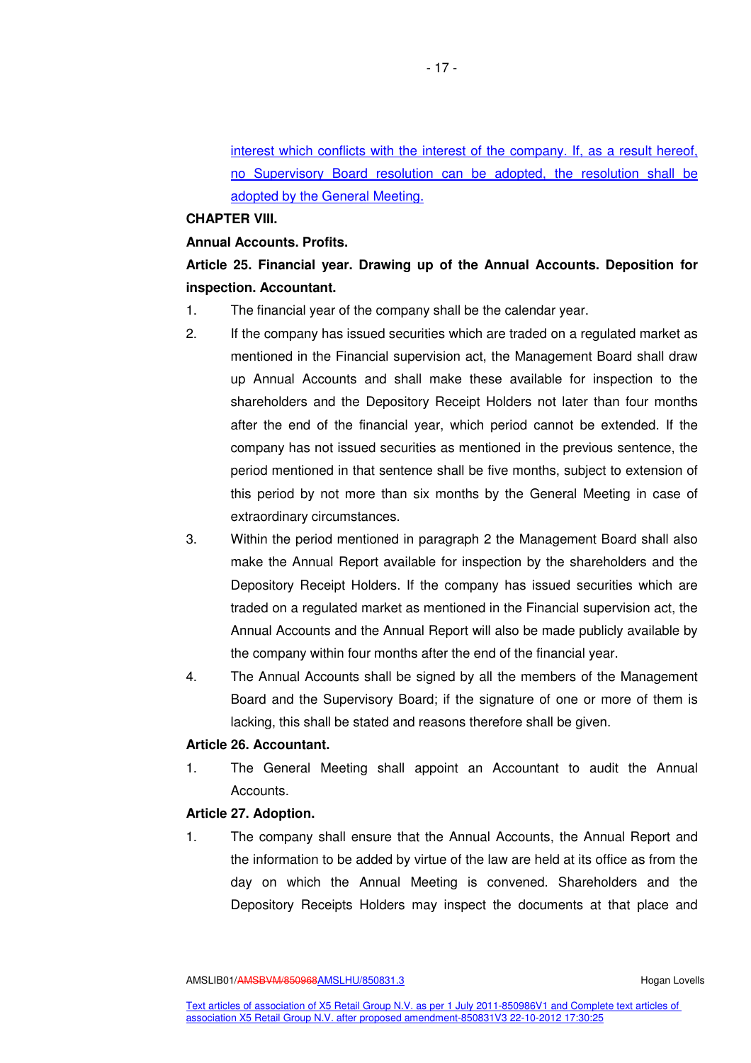interest which conflicts with the interest of the company. If, as a result hereof, no Supervisory Board resolution can be adopted, the resolution shall be adopted by the General Meeting.

**CHAPTER VIII.**

**Annual Accounts. Profits.**

**Article 25. Financial year. Drawing up of the Annual Accounts. Deposition for inspection. Accountant.**

1. The financial year of the company shall be the calendar year.
2. If the company has issued securities which are traded on a regulated market as mentioned in the Financial supervision act, the Management Board shall draw up Annual Accounts and shall make these available for inspection to the shareholders and the Depository Receipt Holders not later than four months after the end of the financial year, which period cannot be extended. If the company has not issued securities as mentioned in the previous sentence, the period mentioned in that sentence shall be five months, subject to extension of this period by not more than six months by the General Meeting in case of extraordinary circumstances.
3. Within the period mentioned in paragraph 2 the Management Board shall also make the Annual Report available for inspection by the shareholders and the Depository Receipt Holders. If the company has issued securities which are traded on a regulated market as mentioned in the Financial supervision act, the Annual Accounts and the Annual Report will also be made publicly available by the company within four months after the end of the financial year.
4. The Annual Accounts shall be signed by all the members of the Management Board and the Supervisory Board; if the signature of one or more of them is lacking, this shall be stated and reasons therefore shall be given.

**Article 26. Accountant.**

1. The General Meeting shall appoint an Accountant to audit the Annual Accounts.

**Article 27. Adoption.**

1. The company shall ensure that the Annual Accounts, the Annual Report and the information to be added by virtue of the law are held at its office as from the day on which the Annual Meeting is convened. Shareholders and the Depository Receipts Holders may inspect the documents at that place and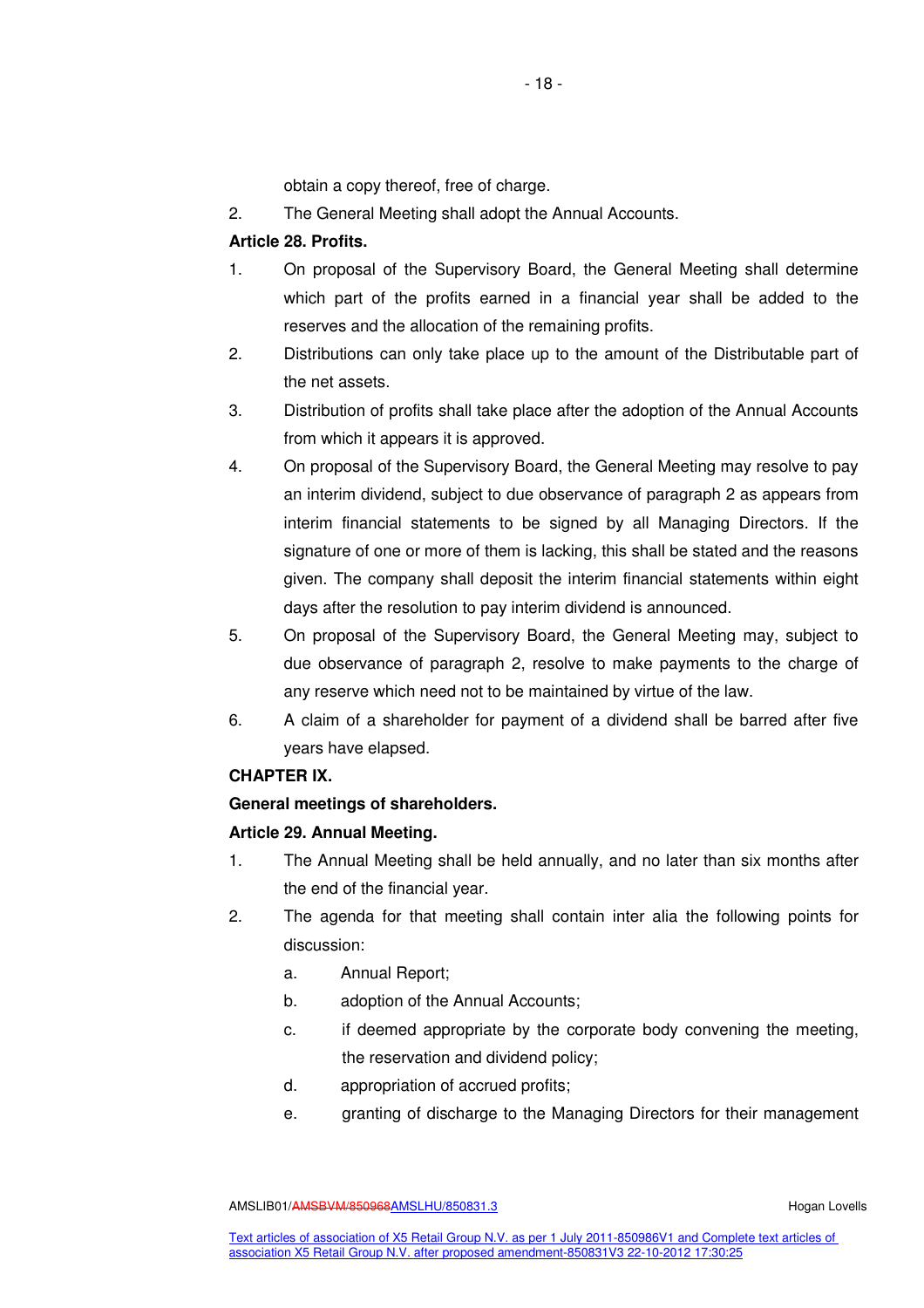obtain a copy thereof, free of charge.

2. The General Meeting shall adopt the Annual Accounts.

**Article 28. Profits.**

1. On proposal of the Supervisory Board, the General Meeting shall determine which part of the profits earned in a financial year shall be added to the reserves and the allocation of the remaining profits.
2. Distributions can only take place up to the amount of the Distributable part of the net assets.
3. Distribution of profits shall take place after the adoption of the Annual Accounts from which it appears it is approved.
4. On proposal of the Supervisory Board, the General Meeting may resolve to pay an interim dividend, subject to due observance of paragraph 2 as appears from interim financial statements to be signed by all Managing Directors. If the signature of one or more of them is lacking, this shall be stated and the reasons given. The company shall deposit the interim financial statements within eight days after the resolution to pay interim dividend is announced.
5. On proposal of the Supervisory Board, the General Meeting may, subject to due observance of paragraph 2, resolve to make payments to the charge of any reserve which need not to be maintained by virtue of the law.
6. A claim of a shareholder for payment of a dividend shall be barred after five years have elapsed.

**CHAPTER IX.**

**General meetings of shareholders.**

**Article 29. Annual Meeting.**

1. The Annual Meeting shall be held annually, and no later than six months after the end of the financial year.
2. The agenda for that meeting shall contain inter alia the following points for discussion:
   a. Annual Report;
   b. adoption of the Annual Accounts;
   c. if deemed appropriate by the corporate body convening the meeting, the reservation and dividend policy;
   d. appropriation of accrued profits;
   e. granting of discharge to the Managing Directors for their management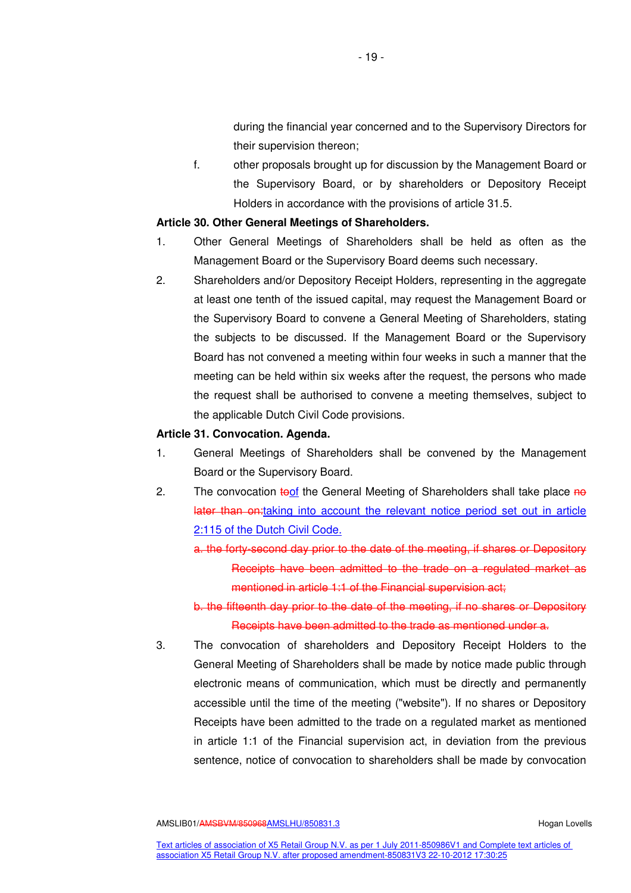during the financial year concerned and to the Supervisory Directors for their supervision thereon;

f. other proposals brought up for discussion by the Management Board or the Supervisory Board, or by shareholders or Depository Receipt Holders in accordance with the provisions of article 31.5.

**Article 30. Other General Meetings of Shareholders.**

1. Other General Meetings of Shareholders shall be held as often as the Management Board or the Supervisory Board deems such necessary.
2. Shareholders and/or Depository Receipt Holders, representing in the aggregate at least one tenth of the issued capital, may request the Management Board or the Supervisory Board to convene a General Meeting of Shareholders, stating the subjects to be discussed. If the Management Board or the Supervisory Board has not convened a meeting within four weeks in such a manner that the meeting can be held within six weeks after the request, the persons who made the request shall be authorised to convene a meeting themselves, subject to the applicable Dutch Civil Code provisions.

**Article 31. Convocation. Agenda.**

1. General Meetings of Shareholders shall be convened by the Management Board or the Supervisory Board.
2. The convocation ~~to~~of the General Meeting of Shareholders shall take place ~~no later than on:~~taking into account the relevant notice period set out in article 2:115 of the Dutch Civil Code.

   ~~a. the forty-second day prior to the date of the meeting, if shares or Depository Receipts have been admitted to the trade on a regulated market as mentioned in article 1:1 of the Financial supervision act;~~

   ~~b. the fifteenth day prior to the date of the meeting, if no shares or Depository Receipts have been admitted to the trade as mentioned under a.~~
3. The convocation of shareholders and Depository Receipt Holders to the General Meeting of Shareholders shall be made by notice made public through electronic means of communication, which must be directly and permanently accessible until the time of the meeting ("website"). If no shares or Depository Receipts have been admitted to the trade on a regulated market as mentioned in article 1:1 of the Financial supervision act, in deviation from the previous sentence, notice of convocation to shareholders shall be made by convocation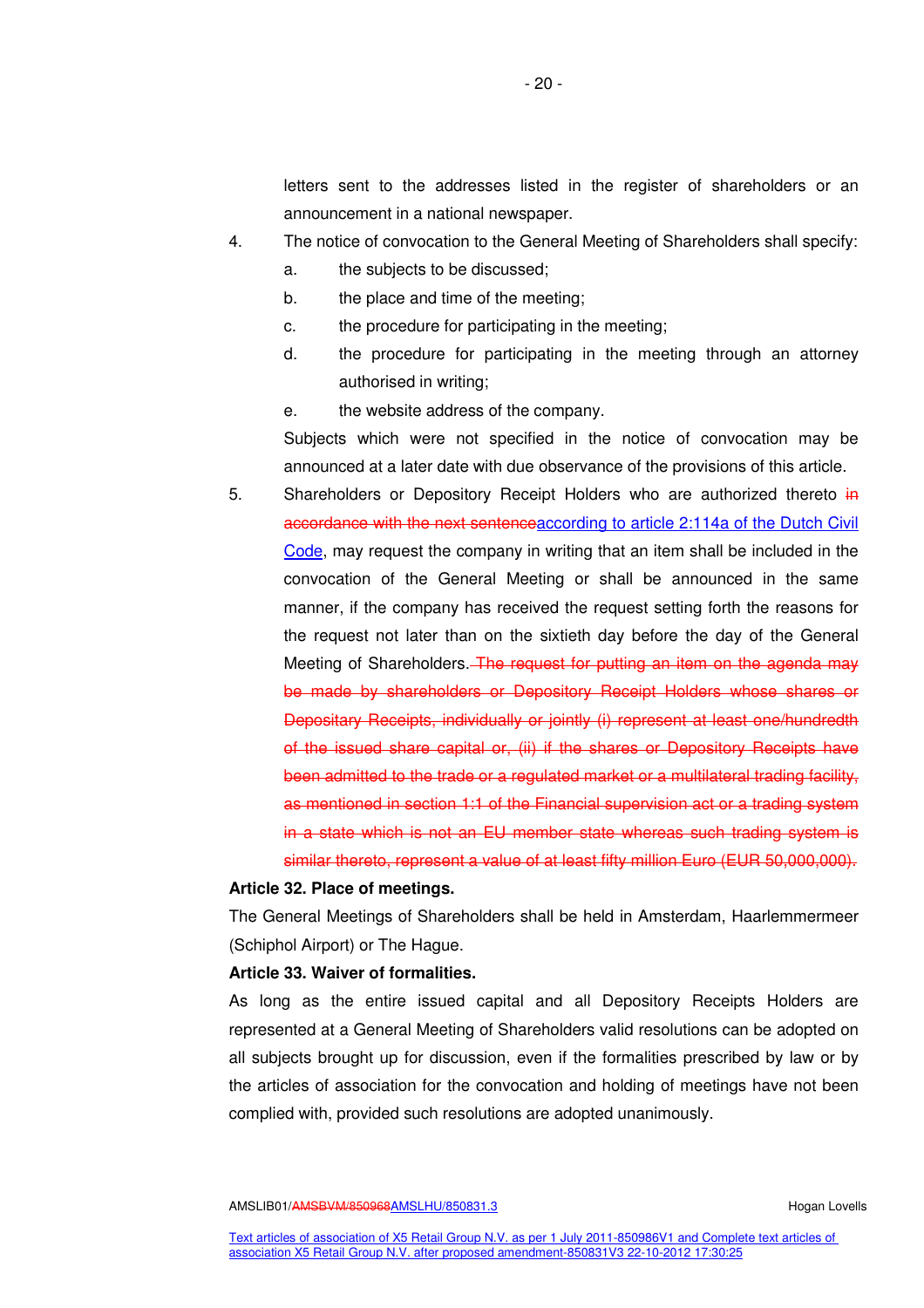letters sent to the addresses listed in the register of shareholders or an announcement in a national newspaper.

4. The notice of convocation to the General Meeting of Shareholders shall specify:
   a. the subjects to be discussed;
   b. the place and time of the meeting;
   c. the procedure for participating in the meeting;
   d. the procedure for participating in the meeting through an attorney authorised in writing;
   e. the website address of the company.

   Subjects which were not specified in the notice of convocation may be announced at a later date with due observance of the provisions of this article.

5. Shareholders or Depository Receipt Holders who are authorized thereto ~~in accordance with the next sentence~~according to article 2:114a of the Dutch Civil Code, may request the company in writing that an item shall be included in the convocation of the General Meeting or shall be announced in the same manner, if the company has received the request setting forth the reasons for the request not later than on the sixtieth day before the day of the General Meeting of Shareholders. ~~The request for putting an item on the agenda may be made by shareholders or Depository Receipt Holders whose shares or Depositary Receipts, individually or jointly (i) represent at least one/hundredth of the issued share capital or, (ii) if the shares or Depository Receipts have been admitted to the trade or a regulated market or a multilateral trading facility, as mentioned in section 1:1 of the Financial supervision act or a trading system in a state which is not an EU member state whereas such trading system is similar thereto, represent a value of at least fifty million Euro (EUR 50,000,000).~~

**Article 32. Place of meetings.**

The General Meetings of Shareholders shall be held in Amsterdam, Haarlemmermeer (Schiphol Airport) or The Hague.

**Article 33. Waiver of formalities.**

As long as the entire issued capital and all Depository Receipts Holders are represented at a General Meeting of Shareholders valid resolutions can be adopted on all subjects brought up for discussion, even if the formalities prescribed by law or by the articles of association for the convocation and holding of meetings have not been complied with, provided such resolutions are adopted unanimously.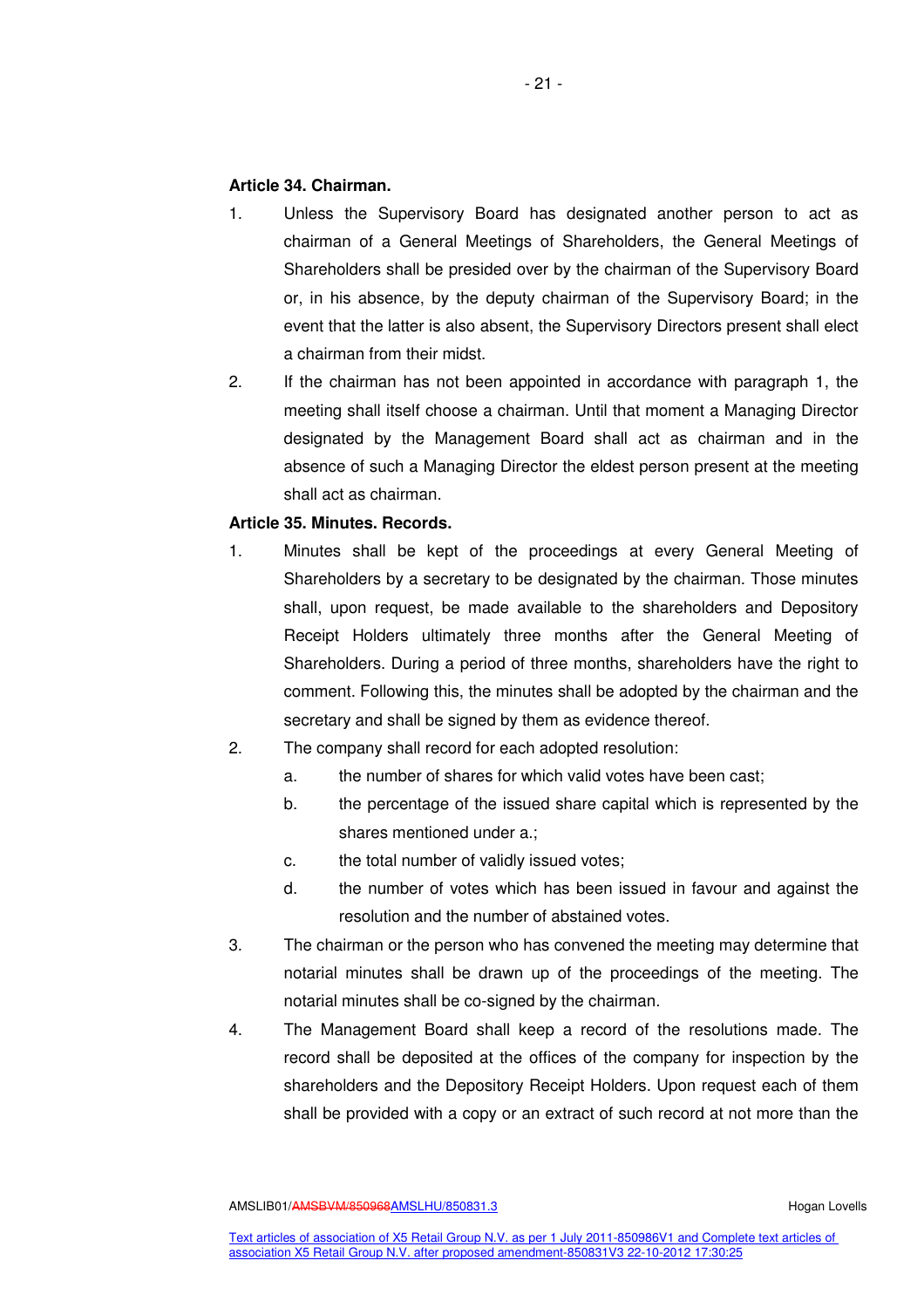### Article 34. Chairman.

1. Unless the Supervisory Board has designated another person to act as chairman of a General Meetings of Shareholders, the General Meetings of Shareholders shall be presided over by the chairman of the Supervisory Board or, in his absence, by the deputy chairman of the Supervisory Board; in the event that the latter is also absent, the Supervisory Directors present shall elect a chairman from their midst.
2. If the chairman has not been appointed in accordance with paragraph 1, the meeting shall itself choose a chairman. Until that moment a Managing Director designated by the Management Board shall act as chairman and in the absence of such a Managing Director the eldest person present at the meeting shall act as chairman.

### Article 35. Minutes. Records.

1. Minutes shall be kept of the proceedings at every General Meeting of Shareholders by a secretary to be designated by the chairman. Those minutes shall, upon request, be made available to the shareholders and Depository Receipt Holders ultimately three months after the General Meeting of Shareholders. During a period of three months, shareholders have the right to comment. Following this, the minutes shall be adopted by the chairman and the secretary and shall be signed by them as evidence thereof.
2. The company shall record for each adopted resolution:
   a. the number of shares for which valid votes have been cast;
   b. the percentage of the issued share capital which is represented by the shares mentioned under a.;
   c. the total number of validly issued votes;
   d. the number of votes which has been issued in favour and against the resolution and the number of abstained votes.
3. The chairman or the person who has convened the meeting may determine that notarial minutes shall be drawn up of the proceedings of the meeting. The notarial minutes shall be co-signed by the chairman.
4. The Management Board shall keep a record of the resolutions made. The record shall be deposited at the offices of the company for inspection by the shareholders and the Depository Receipt Holders. Upon request each of them shall be provided with a copy or an extract of such record at not more than the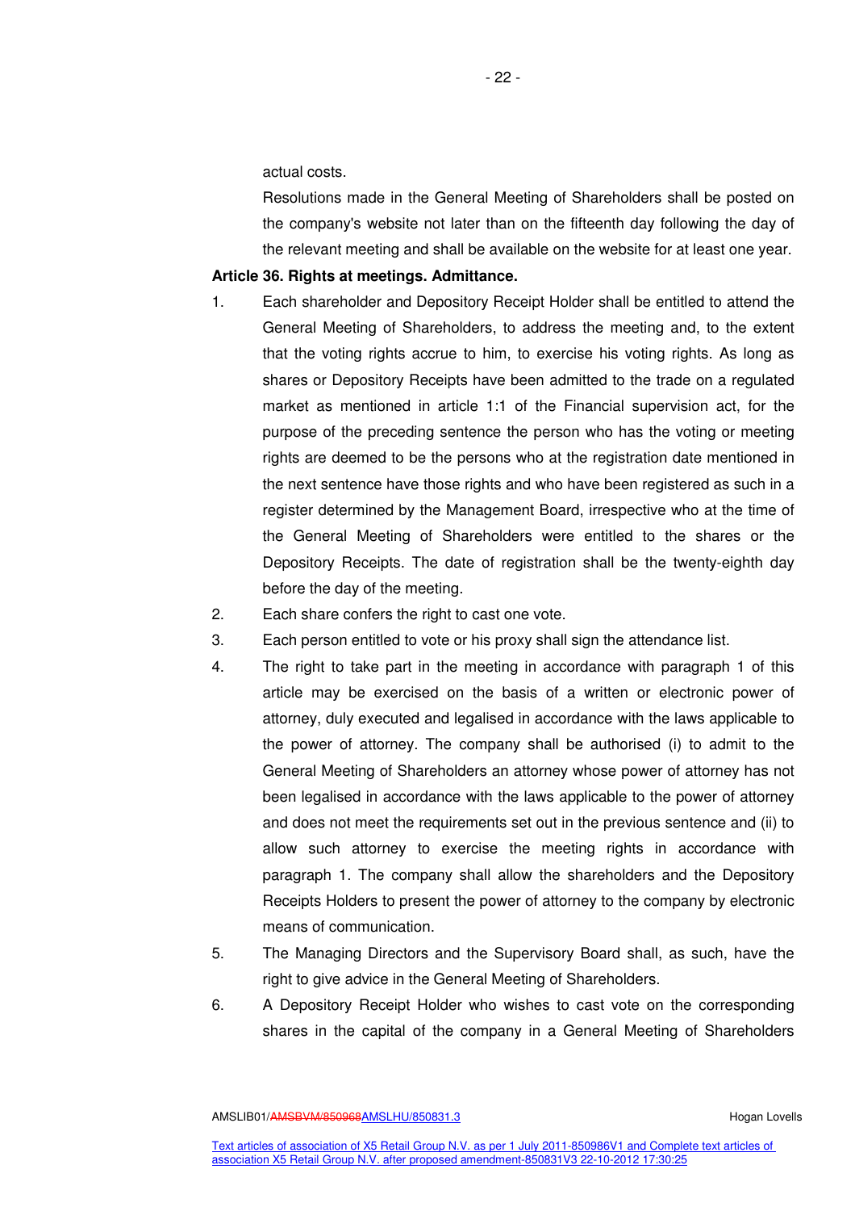actual costs.

Resolutions made in the General Meeting of Shareholders shall be posted on the company's website not later than on the fifteenth day following the day of the relevant meeting and shall be available on the website for at least one year.

**Article 36. Rights at meetings. Admittance.**

1. Each shareholder and Depository Receipt Holder shall be entitled to attend the General Meeting of Shareholders, to address the meeting and, to the extent that the voting rights accrue to him, to exercise his voting rights. As long as shares or Depository Receipts have been admitted to the trade on a regulated market as mentioned in article 1:1 of the Financial supervision act, for the purpose of the preceding sentence the person who has the voting or meeting rights are deemed to be the persons who at the registration date mentioned in the next sentence have those rights and who have been registered as such in a register determined by the Management Board, irrespective who at the time of the General Meeting of Shareholders were entitled to the shares or the Depository Receipts. The date of registration shall be the twenty-eighth day before the day of the meeting.
2. Each share confers the right to cast one vote.
3. Each person entitled to vote or his proxy shall sign the attendance list.
4. The right to take part in the meeting in accordance with paragraph 1 of this article may be exercised on the basis of a written or electronic power of attorney, duly executed and legalised in accordance with the laws applicable to the power of attorney. The company shall be authorised (i) to admit to the General Meeting of Shareholders an attorney whose power of attorney has not been legalised in accordance with the laws applicable to the power of attorney and does not meet the requirements set out in the previous sentence and (ii) to allow such attorney to exercise the meeting rights in accordance with paragraph 1. The company shall allow the shareholders and the Depository Receipts Holders to present the power of attorney to the company by electronic means of communication.
5. The Managing Directors and the Supervisory Board shall, as such, have the right to give advice in the General Meeting of Shareholders.
6. A Depository Receipt Holder who wishes to cast vote on the corresponding shares in the capital of the company in a General Meeting of Shareholders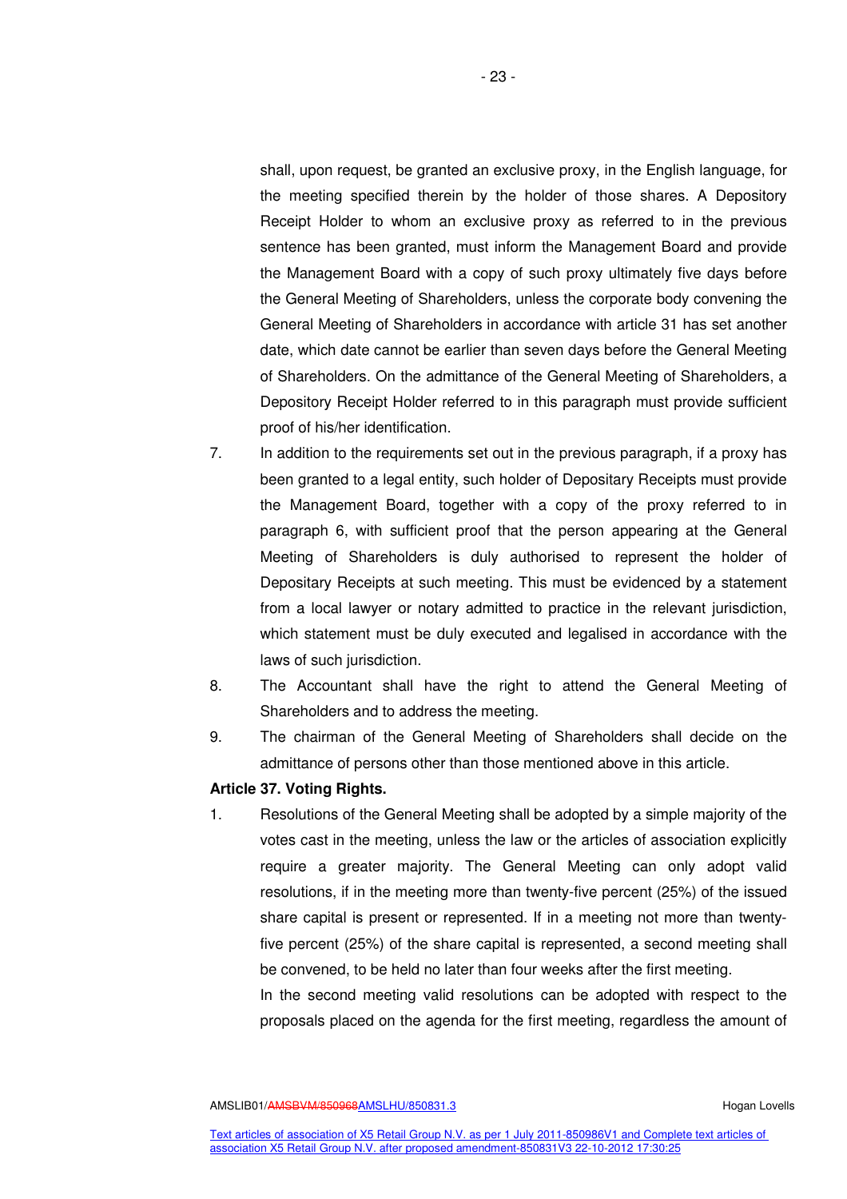shall, upon request, be granted an exclusive proxy, in the English language, for the meeting specified therein by the holder of those shares. A Depository Receipt Holder to whom an exclusive proxy as referred to in the previous sentence has been granted, must inform the Management Board and provide the Management Board with a copy of such proxy ultimately five days before the General Meeting of Shareholders, unless the corporate body convening the General Meeting of Shareholders in accordance with article 31 has set another date, which date cannot be earlier than seven days before the General Meeting of Shareholders. On the admittance of the General Meeting of Shareholders, a Depository Receipt Holder referred to in this paragraph must provide sufficient proof of his/her identification.

7. In addition to the requirements set out in the previous paragraph, if a proxy has been granted to a legal entity, such holder of Depositary Receipts must provide the Management Board, together with a copy of the proxy referred to in paragraph 6, with sufficient proof that the person appearing at the General Meeting of Shareholders is duly authorised to represent the holder of Depositary Receipts at such meeting. This must be evidenced by a statement from a local lawyer or notary admitted to practice in the relevant jurisdiction, which statement must be duly executed and legalised in accordance with the laws of such jurisdiction.
8. The Accountant shall have the right to attend the General Meeting of Shareholders and to address the meeting.
9. The chairman of the General Meeting of Shareholders shall decide on the admittance of persons other than those mentioned above in this article.

**Article 37. Voting Rights.**

1. Resolutions of the General Meeting shall be adopted by a simple majority of the votes cast in the meeting, unless the law or the articles of association explicitly require a greater majority. The General Meeting can only adopt valid resolutions, if in the meeting more than twenty-five percent (25%) of the issued share capital is present or represented. If in a meeting not more than twenty-five percent (25%) of the share capital is represented, a second meeting shall be convened, to be held no later than four weeks after the first meeting.

   In the second meeting valid resolutions can be adopted with respect to the proposals placed on the agenda for the first meeting, regardless the amount of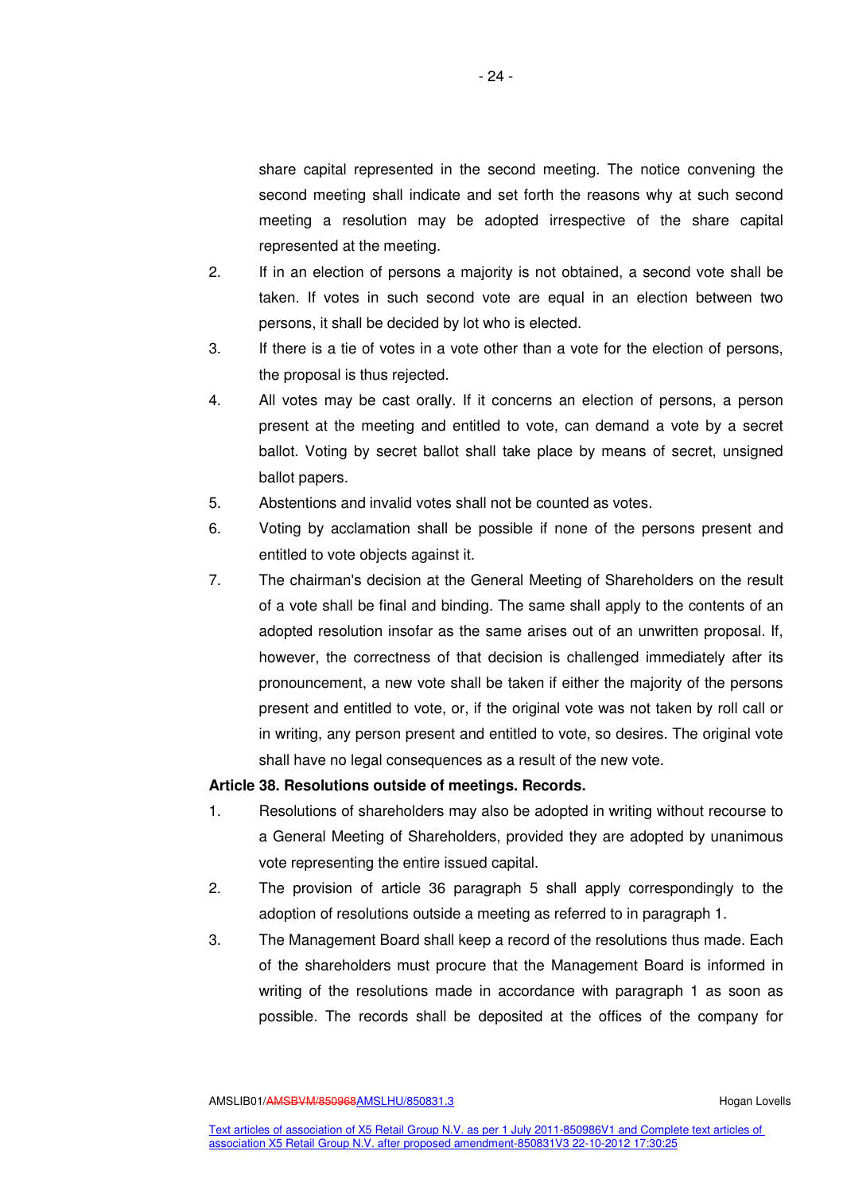share capital represented in the second meeting. The notice convening the second meeting shall indicate and set forth the reasons why at such second meeting a resolution may be adopted irrespective of the share capital represented at the meeting.

2. If in an election of persons a majority is not obtained, a second vote shall be taken. If votes in such second vote are equal in an election between two persons, it shall be decided by lot who is elected.

3. If there is a tie of votes in a vote other than a vote for the election of persons, the proposal is thus rejected.

4. All votes may be cast orally. If it concerns an election of persons, a person present at the meeting and entitled to vote, can demand a vote by a secret ballot. Voting by secret ballot shall take place by means of secret, unsigned ballot papers.

5. Abstentions and invalid votes shall not be counted as votes.

6. Voting by acclamation shall be possible if none of the persons present and entitled to vote objects against it.

7. The chairman's decision at the General Meeting of Shareholders on the result of a vote shall be final and binding. The same shall apply to the contents of an adopted resolution insofar as the same arises out of an unwritten proposal. If, however, the correctness of that decision is challenged immediately after its pronouncement, a new vote shall be taken if either the majority of the persons present and entitled to vote, or, if the original vote was not taken by roll call or in writing, any person present and entitled to vote, so desires. The original vote shall have no legal consequences as a result of the new vote.

**Article 38. Resolutions outside of meetings. Records.**

1. Resolutions of shareholders may also be adopted in writing without recourse to a General Meeting of Shareholders, provided they are adopted by unanimous vote representing the entire issued capital.

2. The provision of article 36 paragraph 5 shall apply correspondingly to the adoption of resolutions outside a meeting as referred to in paragraph 1.

3. The Management Board shall keep a record of the resolutions thus made. Each of the shareholders must procure that the Management Board is informed in writing of the resolutions made in accordance with paragraph 1 as soon as possible. The records shall be deposited at the offices of the company for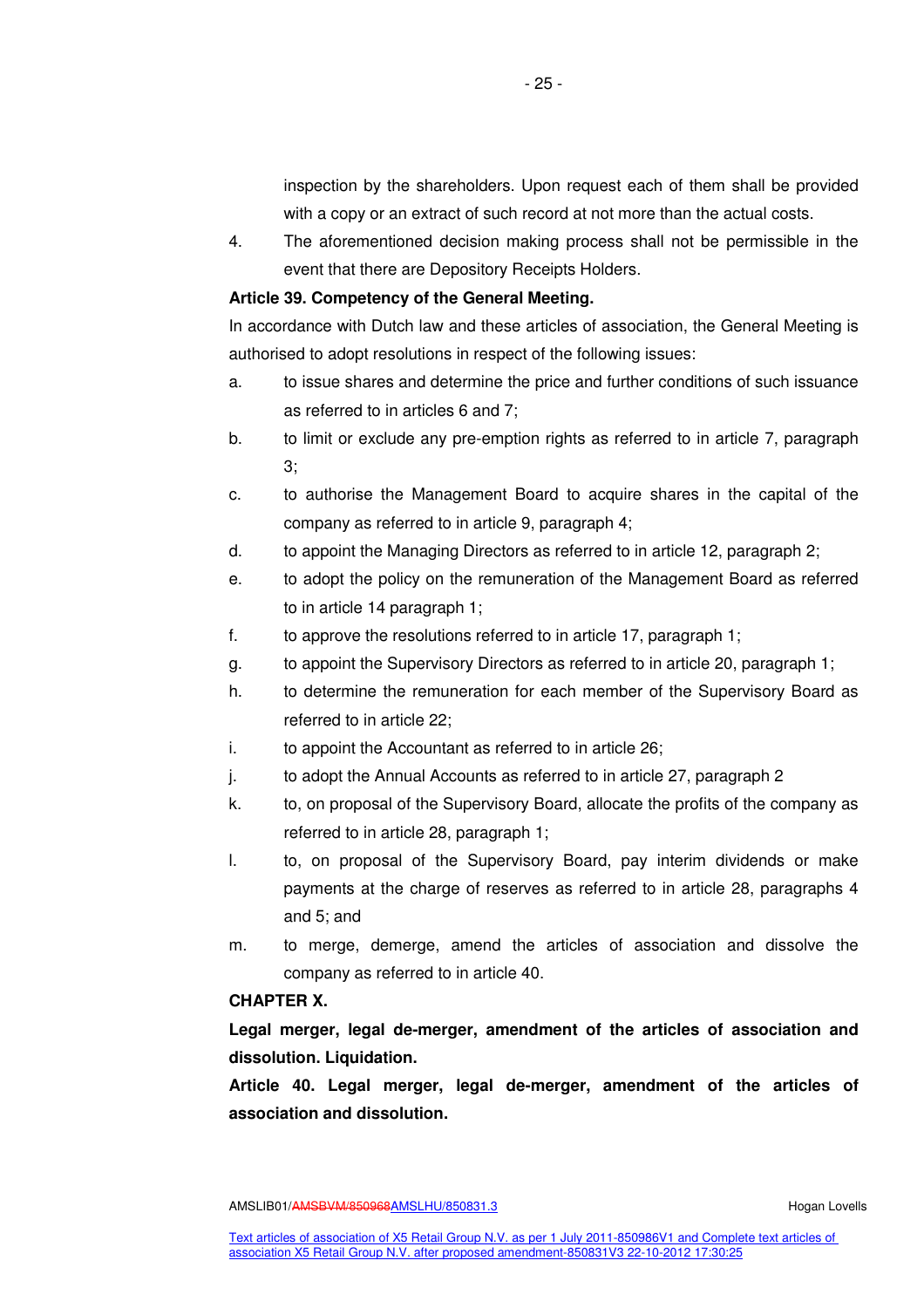inspection by the shareholders. Upon request each of them shall be provided with a copy or an extract of such record at not more than the actual costs.

4. The aforementioned decision making process shall not be permissible in the event that there are Depository Receipts Holders.

**Article 39. Competency of the General Meeting.**

In accordance with Dutch law and these articles of association, the General Meeting is authorised to adopt resolutions in respect of the following issues:

a. to issue shares and determine the price and further conditions of such issuance as referred to in articles 6 and 7;

b. to limit or exclude any pre-emption rights as referred to in article 7, paragraph 3;

c. to authorise the Management Board to acquire shares in the capital of the company as referred to in article 9, paragraph 4;

d. to appoint the Managing Directors as referred to in article 12, paragraph 2;

e. to adopt the policy on the remuneration of the Management Board as referred to in article 14 paragraph 1;

f. to approve the resolutions referred to in article 17, paragraph 1;

g. to appoint the Supervisory Directors as referred to in article 20, paragraph 1;

h. to determine the remuneration for each member of the Supervisory Board as referred to in article 22;

i. to appoint the Accountant as referred to in article 26;

j. to adopt the Annual Accounts as referred to in article 27, paragraph 2

k. to, on proposal of the Supervisory Board, allocate the profits of the company as referred to in article 28, paragraph 1;

l. to, on proposal of the Supervisory Board, pay interim dividends or make payments at the charge of reserves as referred to in article 28, paragraphs 4 and 5; and

m. to merge, demerge, amend the articles of association and dissolve the company as referred to in article 40.

**CHAPTER X.**

**Legal merger, legal de-merger, amendment of the articles of association and dissolution. Liquidation.**

**Article 40. Legal merger, legal de-merger, amendment of the articles of association and dissolution.**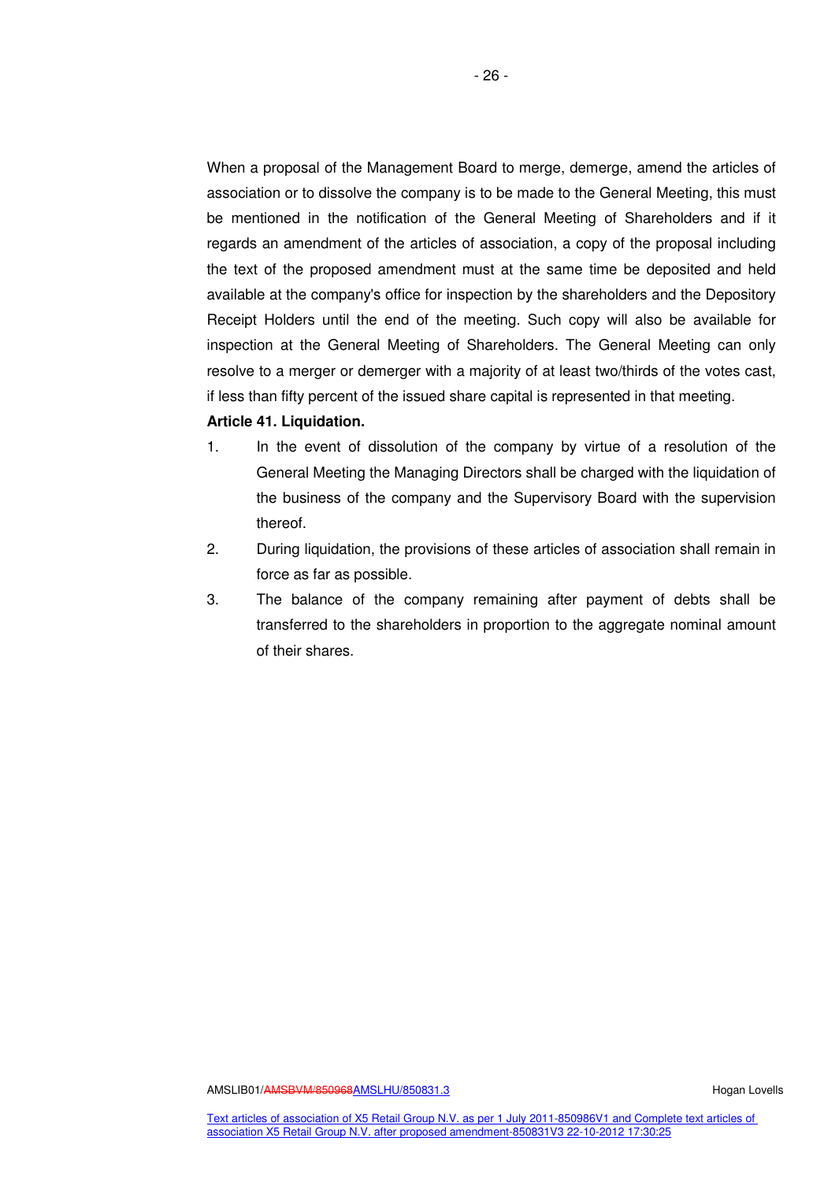When a proposal of the Management Board to merge, demerge, amend the articles of association or to dissolve the company is to be made to the General Meeting, this must be mentioned in the notification of the General Meeting of Shareholders and if it regards an amendment of the articles of association, a copy of the proposal including the text of the proposed amendment must at the same time be deposited and held available at the company's office for inspection by the shareholders and the Depository Receipt Holders until the end of the meeting. Such copy will also be available for inspection at the General Meeting of Shareholders. The General Meeting can only resolve to a merger or demerger with a majority of at least two/thirds of the votes cast, if less than fifty percent of the issued share capital is represented in that meeting.

**Article 41. Liquidation.**

1. In the event of dissolution of the company by virtue of a resolution of the General Meeting the Managing Directors shall be charged with the liquidation of the business of the company and the Supervisory Board with the supervision thereof.
2. During liquidation, the provisions of these articles of association shall remain in force as far as possible.
3. The balance of the company remaining after payment of debts shall be transferred to the shareholders in proportion to the aggregate nominal amount of their shares.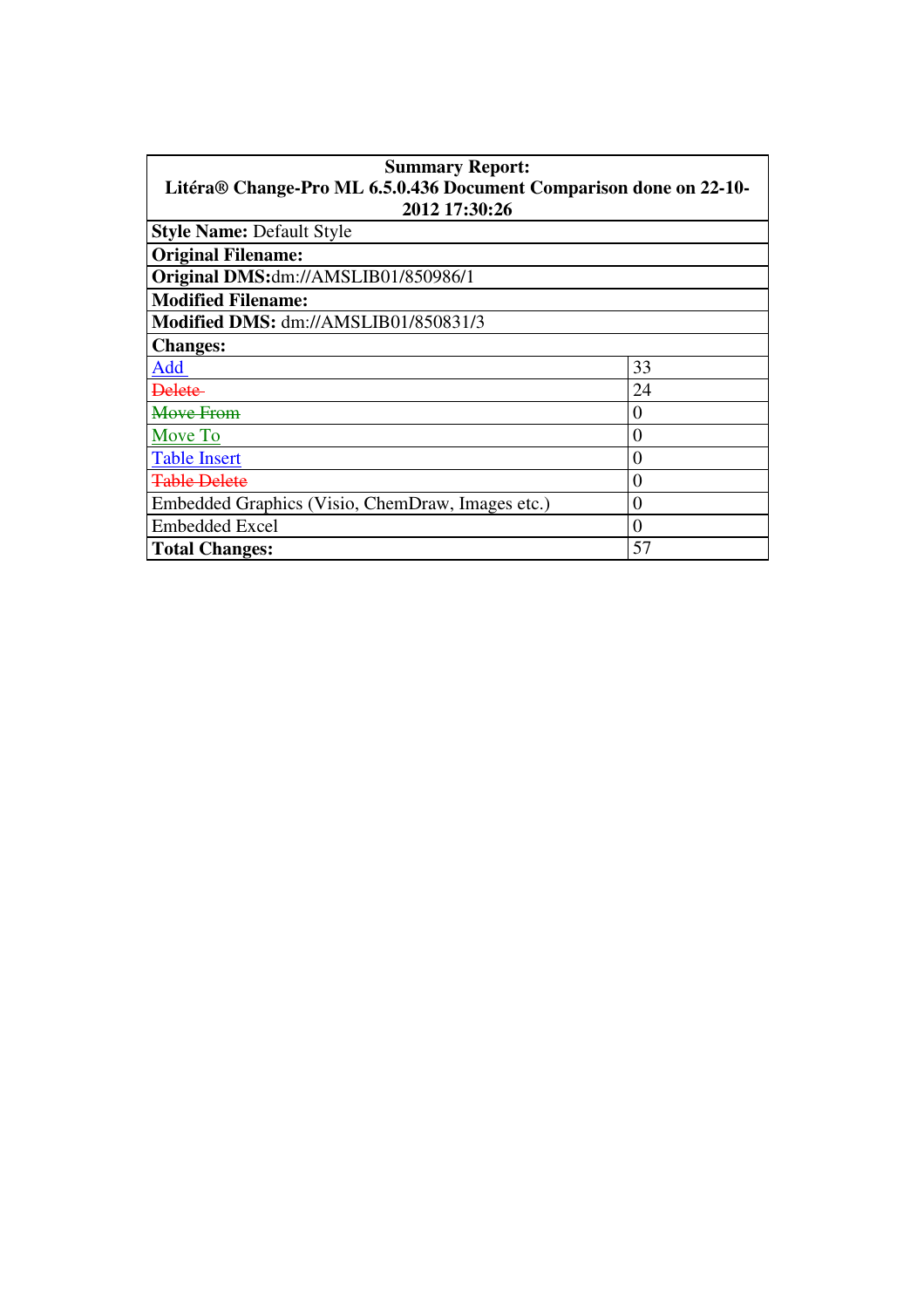| **Summary Report:** **Litéra® Change-Pro ML 6.5.0.436 Document Comparison done on 22-10-2012 17:30:26** | |
|---|---|
| **Style Name:** Default Style | |
| **Original Filename:** | |
| **Original DMS:**dm://AMSLIB01/850986/1 | |
| **Modified Filename:** | |
| **Modified DMS:** dm://AMSLIB01/850831/3 | |
| **Changes:** | |
| Add | 33 |
| ~~Delete~~ | 24 |
| ~~Move From~~ | 0 |
| Move To | 0 |
| Table Insert | 0 |
| ~~Table Delete~~ | 0 |
| Embedded Graphics (Visio, ChemDraw, Images etc.) | 0 |
| Embedded Excel | 0 |
| **Total Changes:** | 57 |